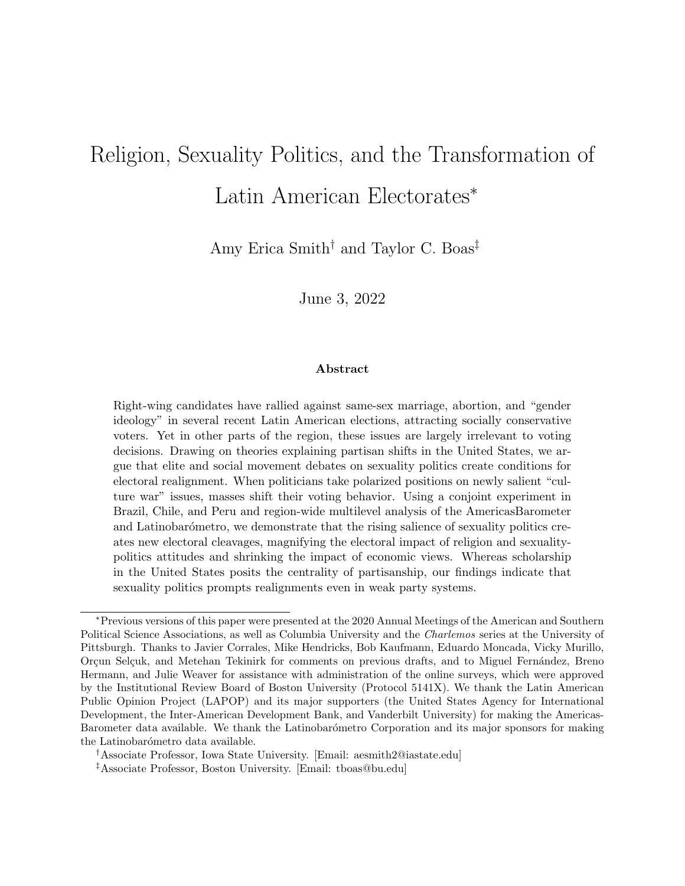# Religion, Sexuality Politics, and the Transformation of Latin American Electorates*

Amy Erica Smith† and Taylor C. Boas‡

June 3, 2022

**Abstract**

Right-wing candidates have rallied against same-sex marriage, abortion, and "gender ideology" in several recent Latin American elections, attracting socially conservative voters. Yet in other parts of the region, these issues are largely irrelevant to voting decisions. Drawing on theories explaining partisan shifts in the United States, we argue that elite and social movement debates on sexuality politics create conditions for electoral realignment. When politicians take polarized positions on newly salient "culture war" issues, masses shift their voting behavior. Using a conjoint experiment in Brazil, Chile, and Peru and region-wide multilevel analysis of the AmericasBarometer and Latinobarómetro, we demonstrate that the rising salience of sexuality politics creates new electoral cleavages, magnifying the electoral impact of religion and sexuality-politics attitudes and shrinking the impact of economic views. Whereas scholarship in the United States posits the centrality of partisanship, our findings indicate that sexuality politics prompts realignments even in weak party systems.

---

*Previous versions of this paper were presented at the 2020 Annual Meetings of the American and Southern Political Science Associations, as well as Columbia University and the *Charlemos* series at the University of Pittsburgh. Thanks to Javier Corrales, Mike Hendricks, Bob Kaufmann, Eduardo Moncada, Vicky Murillo, Orçun Selçuk, and Metehan Tekinirk for comments on previous drafts, and to Miguel Fernández, Breno Hermann, and Julie Weaver for assistance with administration of the online surveys, which were approved by the Institutional Review Board of Boston University (Protocol 5141X). We thank the Latin American Public Opinion Project (LAPOP) and its major supporters (the United States Agency for International Development, the Inter-American Development Bank, and Vanderbilt University) for making the AmericasBarometer data available. We thank the Latinobarómetro Corporation and its major sponsors for making the Latinobarómetro data available.

†Associate Professor, Iowa State University. [Email: aesmith2@iastate.edu]

‡Associate Professor, Boston University. [Email: tboas@bu.edu]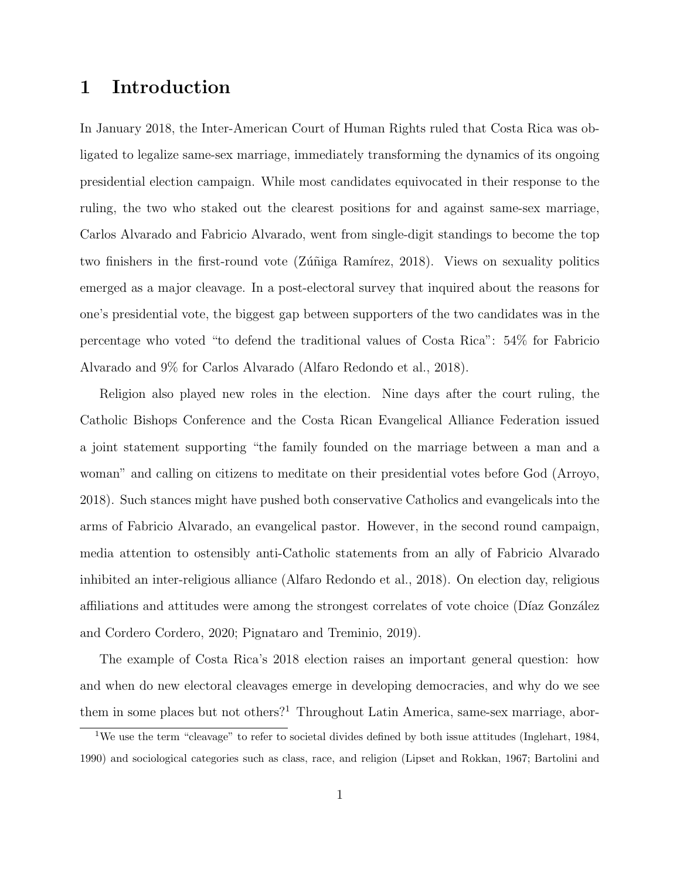# 1 Introduction

In January 2018, the Inter-American Court of Human Rights ruled that Costa Rica was obligated to legalize same-sex marriage, immediately transforming the dynamics of its ongoing presidential election campaign. While most candidates equivocated in their response to the ruling, the two who staked out the clearest positions for and against same-sex marriage, Carlos Alvarado and Fabricio Alvarado, went from single-digit standings to become the top two finishers in the first-round vote (Zúñiga Ramírez, 2018). Views on sexuality politics emerged as a major cleavage. In a post-electoral survey that inquired about the reasons for one's presidential vote, the biggest gap between supporters of the two candidates was in the percentage who voted "to defend the traditional values of Costa Rica": 54% for Fabricio Alvarado and 9% for Carlos Alvarado (Alfaro Redondo et al., 2018).

Religion also played new roles in the election. Nine days after the court ruling, the Catholic Bishops Conference and the Costa Rican Evangelical Alliance Federation issued a joint statement supporting "the family founded on the marriage between a man and a woman" and calling on citizens to meditate on their presidential votes before God (Arroyo, 2018). Such stances might have pushed both conservative Catholics and evangelicals into the arms of Fabricio Alvarado, an evangelical pastor. However, in the second round campaign, media attention to ostensibly anti-Catholic statements from an ally of Fabricio Alvarado inhibited an inter-religious alliance (Alfaro Redondo et al., 2018). On election day, religious affiliations and attitudes were among the strongest correlates of vote choice (Díaz González and Cordero Cordero, 2020; Pignataro and Treminio, 2019).

The example of Costa Rica's 2018 election raises an important general question: how and when do new electoral cleavages emerge in developing democracies, and why do we see them in some places but not others?[1] Throughout Latin America, same-sex marriage, abor-

[1]We use the term "cleavage" to refer to societal divides defined by both issue attitudes (Inglehart, 1984, 1990) and sociological categories such as class, race, and religion (Lipset and Rokkan, 1967; Bartolini and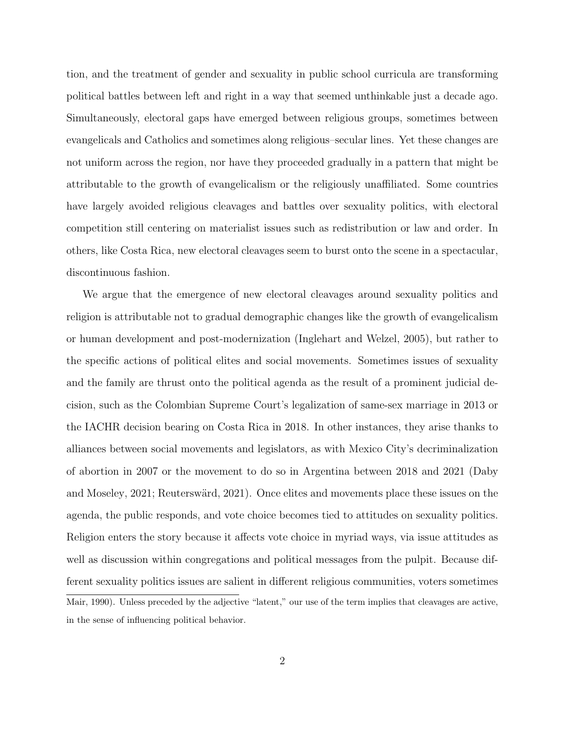tion, and the treatment of gender and sexuality in public school curricula are transforming political battles between left and right in a way that seemed unthinkable just a decade ago. Simultaneously, electoral gaps have emerged between religious groups, sometimes between evangelicals and Catholics and sometimes along religious–secular lines. Yet these changes are not uniform across the region, nor have they proceeded gradually in a pattern that might be attributable to the growth of evangelicalism or the religiously unaffiliated. Some countries have largely avoided religious cleavages and battles over sexuality politics, with electoral competition still centering on materialist issues such as redistribution or law and order. In others, like Costa Rica, new electoral cleavages seem to burst onto the scene in a spectacular, discontinuous fashion.

We argue that the emergence of new electoral cleavages around sexuality politics and religion is attributable not to gradual demographic changes like the growth of evangelicalism or human development and post-modernization (Inglehart and Welzel, 2005), but rather to the specific actions of political elites and social movements. Sometimes issues of sexuality and the family are thrust onto the political agenda as the result of a prominent judicial decision, such as the Colombian Supreme Court's legalization of same-sex marriage in 2013 or the IACHR decision bearing on Costa Rica in 2018. In other instances, they arise thanks to alliances between social movements and legislators, as with Mexico City's decriminalization of abortion in 2007 or the movement to do so in Argentina between 2018 and 2021 (Daby and Moseley, 2021; Reuterswärd, 2021). Once elites and movements place these issues on the agenda, the public responds, and vote choice becomes tied to attitudes on sexuality politics. Religion enters the story because it affects vote choice in myriad ways, via issue attitudes as well as discussion within congregations and political messages from the pulpit. Because different sexuality politics issues are salient in different religious communities, voters sometimes

Mair, 1990). Unless preceded by the adjective "latent," our use of the term implies that cleavages are active, in the sense of influencing political behavior.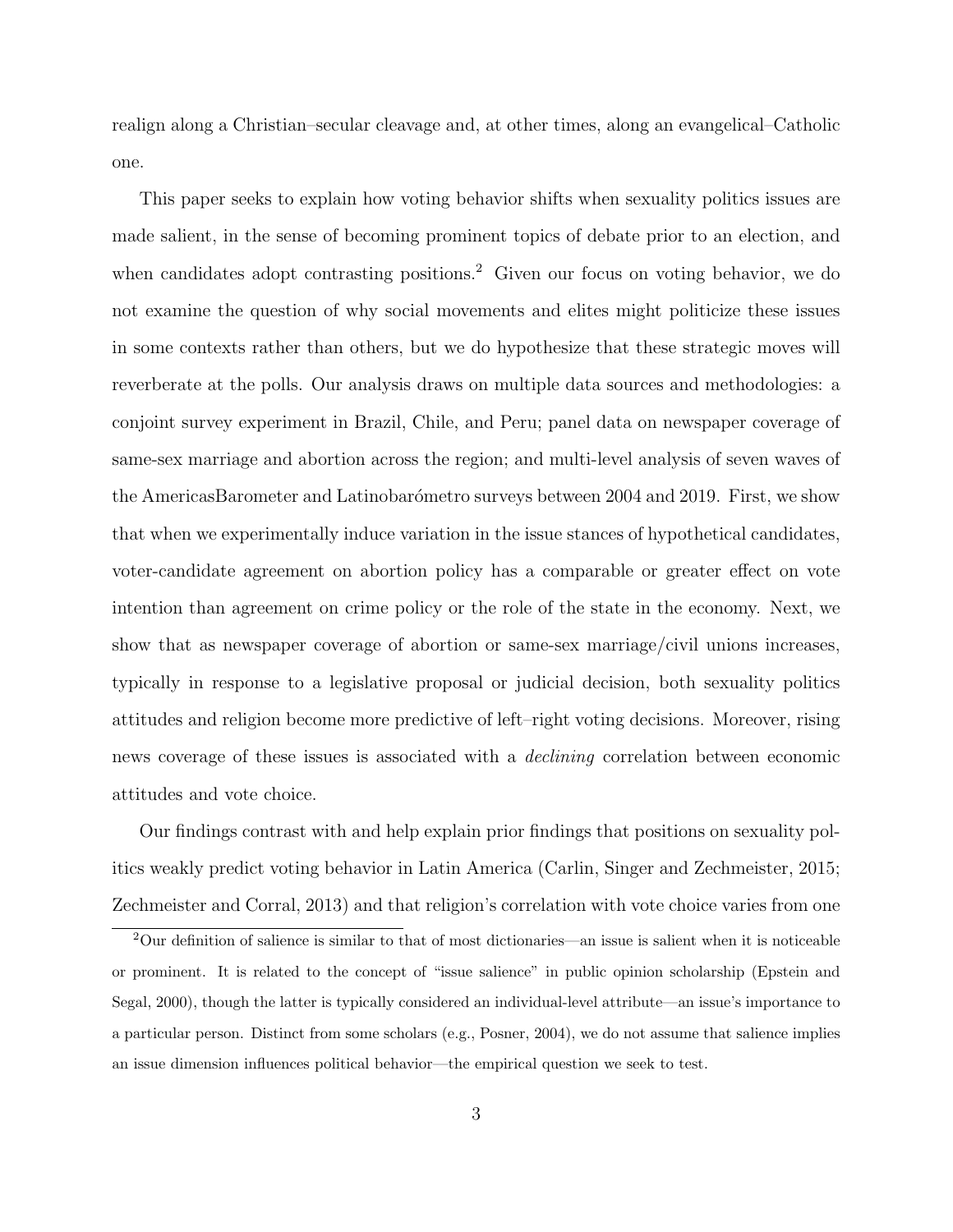realign along a Christian–secular cleavage and, at other times, along an evangelical–Catholic one.

This paper seeks to explain how voting behavior shifts when sexuality politics issues are made salient, in the sense of becoming prominent topics of debate prior to an election, and when candidates adopt contrasting positions.[2] Given our focus on voting behavior, we do not examine the question of why social movements and elites might politicize these issues in some contexts rather than others, but we do hypothesize that these strategic moves will reverberate at the polls. Our analysis draws on multiple data sources and methodologies: a conjoint survey experiment in Brazil, Chile, and Peru; panel data on newspaper coverage of same-sex marriage and abortion across the region; and multi-level analysis of seven waves of the AmericasBarometer and Latinobarómetro surveys between 2004 and 2019. First, we show that when we experimentally induce variation in the issue stances of hypothetical candidates, voter-candidate agreement on abortion policy has a comparable or greater effect on vote intention than agreement on crime policy or the role of the state in the economy. Next, we show that as newspaper coverage of abortion or same-sex marriage/civil unions increases, typically in response to a legislative proposal or judicial decision, both sexuality politics attitudes and religion become more predictive of left–right voting decisions. Moreover, rising news coverage of these issues is associated with a *declining* correlation between economic attitudes and vote choice.

Our findings contrast with and help explain prior findings that positions on sexuality politics weakly predict voting behavior in Latin America (Carlin, Singer and Zechmeister, 2015; Zechmeister and Corral, 2013) and that religion's correlation with vote choice varies from one

[2] Our definition of salience is similar to that of most dictionaries—an issue is salient when it is noticeable or prominent. It is related to the concept of "issue salience" in public opinion scholarship (Epstein and Segal, 2000), though the latter is typically considered an individual-level attribute—an issue's importance to a particular person. Distinct from some scholars (e.g., Posner, 2004), we do not assume that salience implies an issue dimension influences political behavior—the empirical question we seek to test.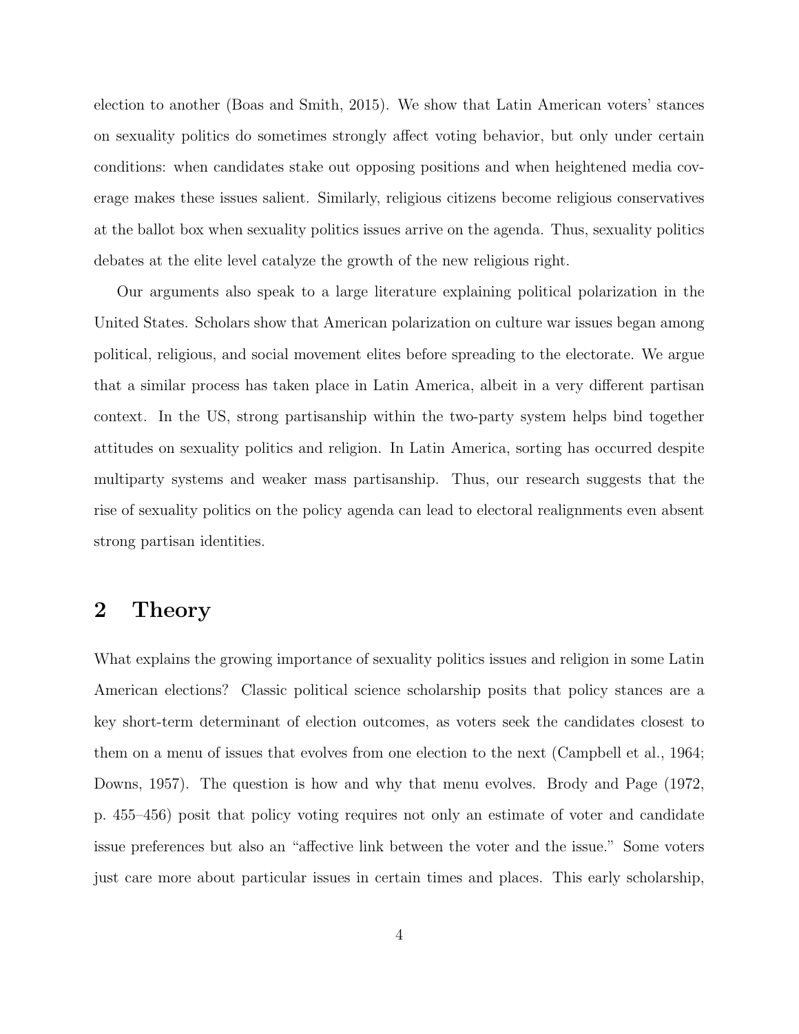election to another (Boas and Smith, 2015). We show that Latin American voters' stances on sexuality politics do sometimes strongly affect voting behavior, but only under certain conditions: when candidates stake out opposing positions and when heightened media coverage makes these issues salient. Similarly, religious citizens become religious conservatives at the ballot box when sexuality politics issues arrive on the agenda. Thus, sexuality politics debates at the elite level catalyze the growth of the new religious right.

Our arguments also speak to a large literature explaining political polarization in the United States. Scholars show that American polarization on culture war issues began among political, religious, and social movement elites before spreading to the electorate. We argue that a similar process has taken place in Latin America, albeit in a very different partisan context. In the US, strong partisanship within the two-party system helps bind together attitudes on sexuality politics and religion. In Latin America, sorting has occurred despite multiparty systems and weaker mass partisanship. Thus, our research suggests that the rise of sexuality politics on the policy agenda can lead to electoral realignments even absent strong partisan identities.

## 2 Theory

What explains the growing importance of sexuality politics issues and religion in some Latin American elections? Classic political science scholarship posits that policy stances are a key short-term determinant of election outcomes, as voters seek the candidates closest to them on a menu of issues that evolves from one election to the next (Campbell et al., 1964; Downs, 1957). The question is how and why that menu evolves. Brody and Page (1972, p. 455–456) posit that policy voting requires not only an estimate of voter and candidate issue preferences but also an "affective link between the voter and the issue." Some voters just care more about particular issues in certain times and places. This early scholarship,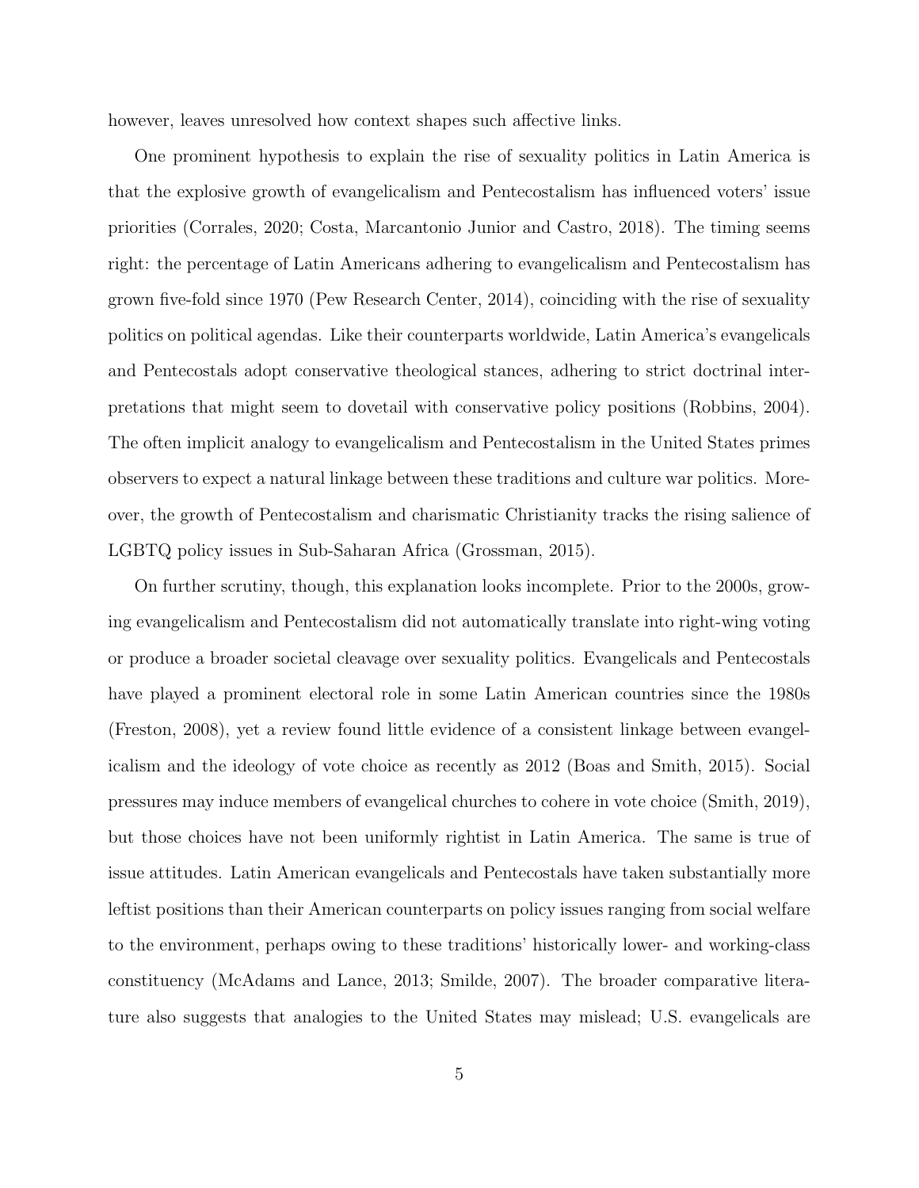however, leaves unresolved how context shapes such affective links.

One prominent hypothesis to explain the rise of sexuality politics in Latin America is that the explosive growth of evangelicalism and Pentecostalism has influenced voters' issue priorities (Corrales, 2020; Costa, Marcantonio Junior and Castro, 2018). The timing seems right: the percentage of Latin Americans adhering to evangelicalism and Pentecostalism has grown five-fold since 1970 (Pew Research Center, 2014), coinciding with the rise of sexuality politics on political agendas. Like their counterparts worldwide, Latin America's evangelicals and Pentecostals adopt conservative theological stances, adhering to strict doctrinal interpretations that might seem to dovetail with conservative policy positions (Robbins, 2004). The often implicit analogy to evangelicalism and Pentecostalism in the United States primes observers to expect a natural linkage between these traditions and culture war politics. Moreover, the growth of Pentecostalism and charismatic Christianity tracks the rising salience of LGBTQ policy issues in Sub-Saharan Africa (Grossman, 2015).

On further scrutiny, though, this explanation looks incomplete. Prior to the 2000s, growing evangelicalism and Pentecostalism did not automatically translate into right-wing voting or produce a broader societal cleavage over sexuality politics. Evangelicals and Pentecostals have played a prominent electoral role in some Latin American countries since the 1980s (Freston, 2008), yet a review found little evidence of a consistent linkage between evangelicalism and the ideology of vote choice as recently as 2012 (Boas and Smith, 2015). Social pressures may induce members of evangelical churches to cohere in vote choice (Smith, 2019), but those choices have not been uniformly rightist in Latin America. The same is true of issue attitudes. Latin American evangelicals and Pentecostals have taken substantially more leftist positions than their American counterparts on policy issues ranging from social welfare to the environment, perhaps owing to these traditions' historically lower- and working-class constituency (McAdams and Lance, 2013; Smilde, 2007). The broader comparative literature also suggests that analogies to the United States may mislead; U.S. evangelicals are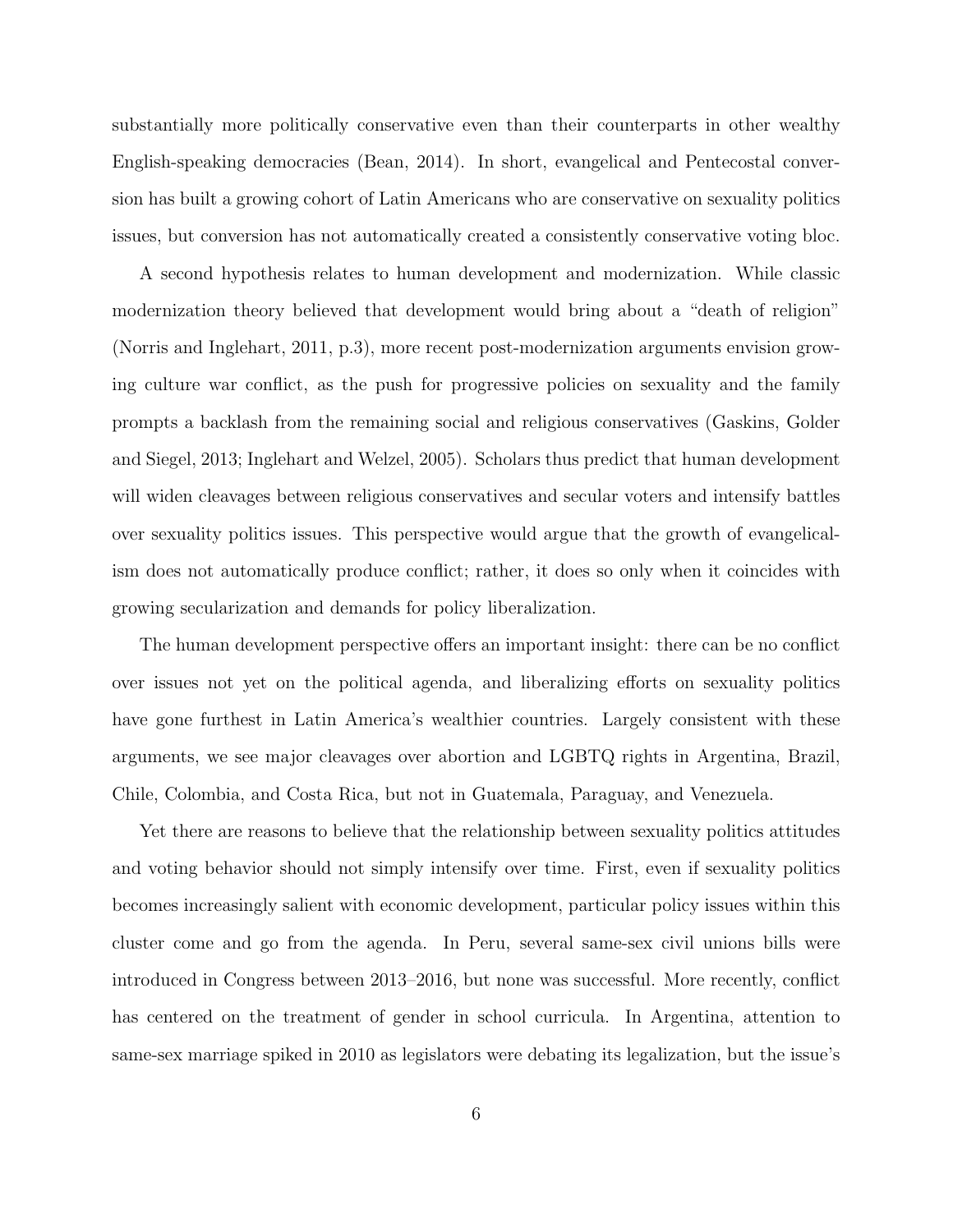substantially more politically conservative even than their counterparts in other wealthy English-speaking democracies (Bean, 2014). In short, evangelical and Pentecostal conversion has built a growing cohort of Latin Americans who are conservative on sexuality politics issues, but conversion has not automatically created a consistently conservative voting bloc.

A second hypothesis relates to human development and modernization. While classic modernization theory believed that development would bring about a "death of religion" (Norris and Inglehart, 2011, p.3), more recent post-modernization arguments envision growing culture war conflict, as the push for progressive policies on sexuality and the family prompts a backlash from the remaining social and religious conservatives (Gaskins, Golder and Siegel, 2013; Inglehart and Welzel, 2005). Scholars thus predict that human development will widen cleavages between religious conservatives and secular voters and intensify battles over sexuality politics issues. This perspective would argue that the growth of evangelicalism does not automatically produce conflict; rather, it does so only when it coincides with growing secularization and demands for policy liberalization.

The human development perspective offers an important insight: there can be no conflict over issues not yet on the political agenda, and liberalizing efforts on sexuality politics have gone furthest in Latin America's wealthier countries. Largely consistent with these arguments, we see major cleavages over abortion and LGBTQ rights in Argentina, Brazil, Chile, Colombia, and Costa Rica, but not in Guatemala, Paraguay, and Venezuela.

Yet there are reasons to believe that the relationship between sexuality politics attitudes and voting behavior should not simply intensify over time. First, even if sexuality politics becomes increasingly salient with economic development, particular policy issues within this cluster come and go from the agenda. In Peru, several same-sex civil unions bills were introduced in Congress between 2013–2016, but none was successful. More recently, conflict has centered on the treatment of gender in school curricula. In Argentina, attention to same-sex marriage spiked in 2010 as legislators were debating its legalization, but the issue's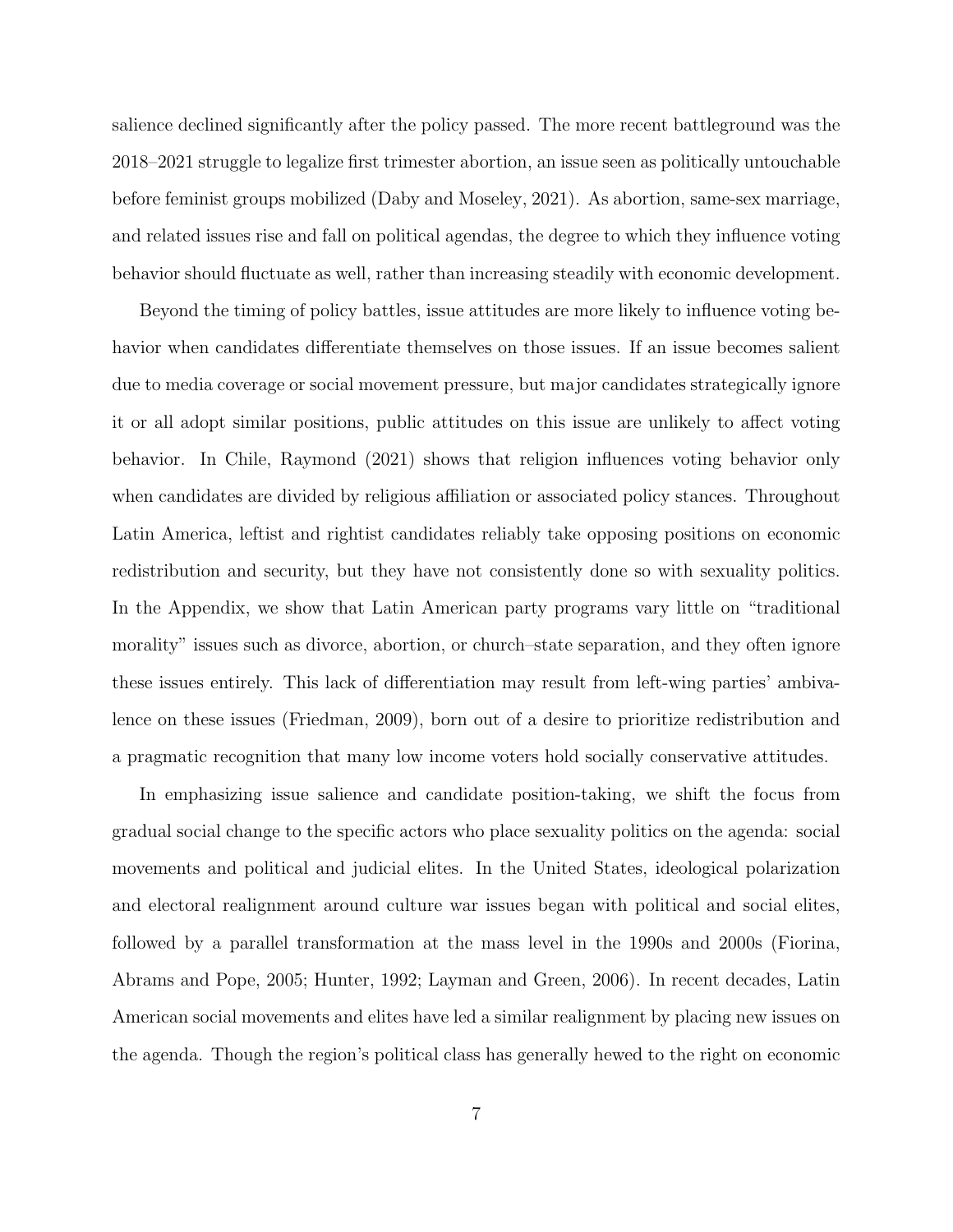salience declined significantly after the policy passed. The more recent battleground was the 2018–2021 struggle to legalize first trimester abortion, an issue seen as politically untouchable before feminist groups mobilized (Daby and Moseley, 2021). As abortion, same-sex marriage, and related issues rise and fall on political agendas, the degree to which they influence voting behavior should fluctuate as well, rather than increasing steadily with economic development.

Beyond the timing of policy battles, issue attitudes are more likely to influence voting behavior when candidates differentiate themselves on those issues. If an issue becomes salient due to media coverage or social movement pressure, but major candidates strategically ignore it or all adopt similar positions, public attitudes on this issue are unlikely to affect voting behavior. In Chile, Raymond (2021) shows that religion influences voting behavior only when candidates are divided by religious affiliation or associated policy stances. Throughout Latin America, leftist and rightist candidates reliably take opposing positions on economic redistribution and security, but they have not consistently done so with sexuality politics. In the Appendix, we show that Latin American party programs vary little on "traditional morality" issues such as divorce, abortion, or church–state separation, and they often ignore these issues entirely. This lack of differentiation may result from left-wing parties' ambivalence on these issues (Friedman, 2009), born out of a desire to prioritize redistribution and a pragmatic recognition that many low income voters hold socially conservative attitudes.

In emphasizing issue salience and candidate position-taking, we shift the focus from gradual social change to the specific actors who place sexuality politics on the agenda: social movements and political and judicial elites. In the United States, ideological polarization and electoral realignment around culture war issues began with political and social elites, followed by a parallel transformation at the mass level in the 1990s and 2000s (Fiorina, Abrams and Pope, 2005; Hunter, 1992; Layman and Green, 2006). In recent decades, Latin American social movements and elites have led a similar realignment by placing new issues on the agenda. Though the region's political class has generally hewed to the right on economic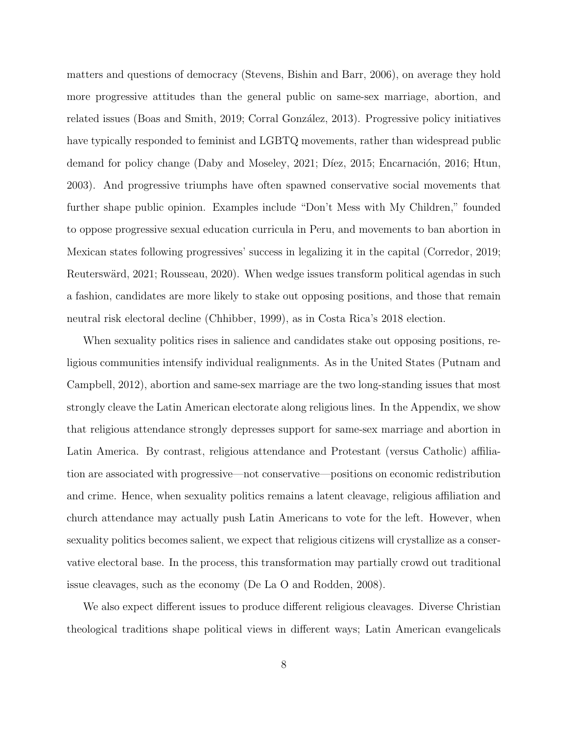matters and questions of democracy (Stevens, Bishin and Barr, 2006), on average they hold more progressive attitudes than the general public on same-sex marriage, abortion, and related issues (Boas and Smith, 2019; Corral González, 2013). Progressive policy initiatives have typically responded to feminist and LGBTQ movements, rather than widespread public demand for policy change (Daby and Moseley, 2021; Díez, 2015; Encarnación, 2016; Htun, 2003). And progressive triumphs have often spawned conservative social movements that further shape public opinion. Examples include "Don't Mess with My Children," founded to oppose progressive sexual education curricula in Peru, and movements to ban abortion in Mexican states following progressives' success in legalizing it in the capital (Corredor, 2019; Reuterswärd, 2021; Rousseau, 2020). When wedge issues transform political agendas in such a fashion, candidates are more likely to stake out opposing positions, and those that remain neutral risk electoral decline (Chhibber, 1999), as in Costa Rica's 2018 election.

When sexuality politics rises in salience and candidates stake out opposing positions, religious communities intensify individual realignments. As in the United States (Putnam and Campbell, 2012), abortion and same-sex marriage are the two long-standing issues that most strongly cleave the Latin American electorate along religious lines. In the Appendix, we show that religious attendance strongly depresses support for same-sex marriage and abortion in Latin America. By contrast, religious attendance and Protestant (versus Catholic) affiliation are associated with progressive—not conservative—positions on economic redistribution and crime. Hence, when sexuality politics remains a latent cleavage, religious affiliation and church attendance may actually push Latin Americans to vote for the left. However, when sexuality politics becomes salient, we expect that religious citizens will crystallize as a conservative electoral base. In the process, this transformation may partially crowd out traditional issue cleavages, such as the economy (De La O and Rodden, 2008).

We also expect different issues to produce different religious cleavages. Diverse Christian theological traditions shape political views in different ways; Latin American evangelicals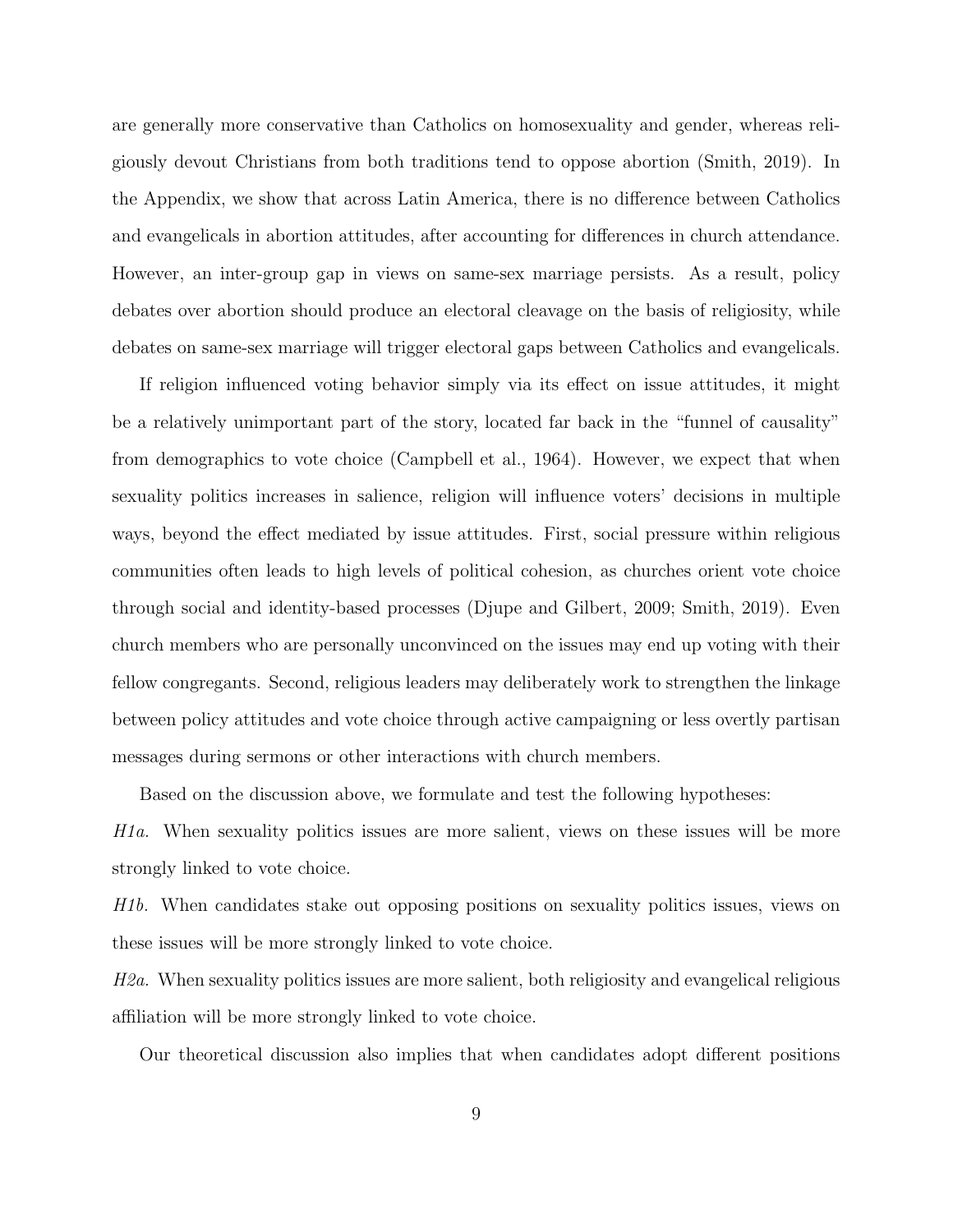are generally more conservative than Catholics on homosexuality and gender, whereas religiously devout Christians from both traditions tend to oppose abortion (Smith, 2019). In the Appendix, we show that across Latin America, there is no difference between Catholics and evangelicals in abortion attitudes, after accounting for differences in church attendance. However, an inter-group gap in views on same-sex marriage persists. As a result, policy debates over abortion should produce an electoral cleavage on the basis of religiosity, while debates on same-sex marriage will trigger electoral gaps between Catholics and evangelicals.

If religion influenced voting behavior simply via its effect on issue attitudes, it might be a relatively unimportant part of the story, located far back in the "funnel of causality" from demographics to vote choice (Campbell et al., 1964). However, we expect that when sexuality politics increases in salience, religion will influence voters' decisions in multiple ways, beyond the effect mediated by issue attitudes. First, social pressure within religious communities often leads to high levels of political cohesion, as churches orient vote choice through social and identity-based processes (Djupe and Gilbert, 2009; Smith, 2019). Even church members who are personally unconvinced on the issues may end up voting with their fellow congregants. Second, religious leaders may deliberately work to strengthen the linkage between policy attitudes and vote choice through active campaigning or less overtly partisan messages during sermons or other interactions with church members.

Based on the discussion above, we formulate and test the following hypotheses:

*H1a.* When sexuality politics issues are more salient, views on these issues will be more strongly linked to vote choice.

*H1b.* When candidates stake out opposing positions on sexuality politics issues, views on these issues will be more strongly linked to vote choice.

*H2a.* When sexuality politics issues are more salient, both religiosity and evangelical religious affiliation will be more strongly linked to vote choice.

Our theoretical discussion also implies that when candidates adopt different positions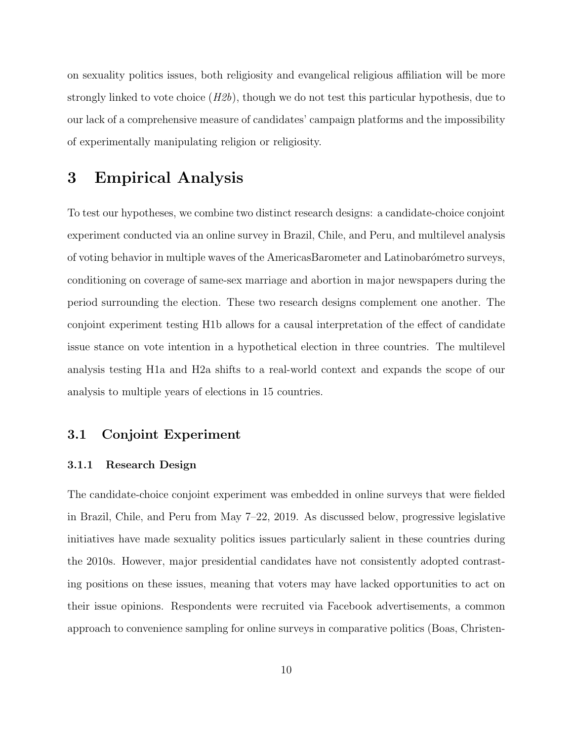on sexuality politics issues, both religiosity and evangelical religious affiliation will be more strongly linked to vote choice (*H2b*), though we do not test this particular hypothesis, due to our lack of a comprehensive measure of candidates' campaign platforms and the impossibility of experimentally manipulating religion or religiosity.

# 3 Empirical Analysis

To test our hypotheses, we combine two distinct research designs: a candidate-choice conjoint experiment conducted via an online survey in Brazil, Chile, and Peru, and multilevel analysis of voting behavior in multiple waves of the AmericasBarometer and Latinobarómetro surveys, conditioning on coverage of same-sex marriage and abortion in major newspapers during the period surrounding the election. These two research designs complement one another. The conjoint experiment testing H1b allows for a causal interpretation of the effect of candidate issue stance on vote intention in a hypothetical election in three countries. The multilevel analysis testing H1a and H2a shifts to a real-world context and expands the scope of our analysis to multiple years of elections in 15 countries.

## 3.1 Conjoint Experiment

### 3.1.1 Research Design

The candidate-choice conjoint experiment was embedded in online surveys that were fielded in Brazil, Chile, and Peru from May 7–22, 2019. As discussed below, progressive legislative initiatives have made sexuality politics issues particularly salient in these countries during the 2010s. However, major presidential candidates have not consistently adopted contrasting positions on these issues, meaning that voters may have lacked opportunities to act on their issue opinions. Respondents were recruited via Facebook advertisements, a common approach to convenience sampling for online surveys in comparative politics (Boas, Christen-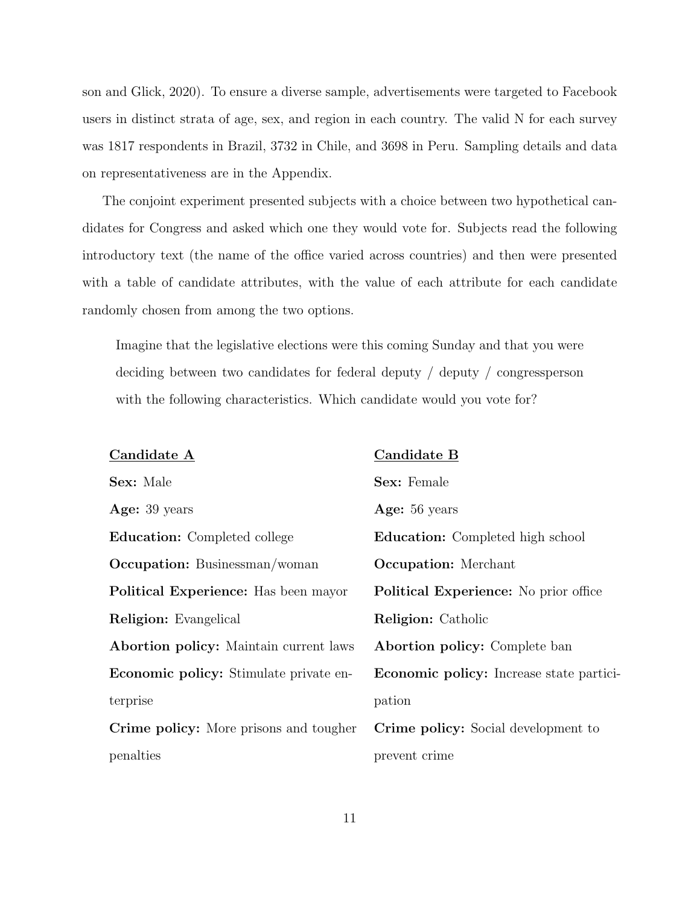son and Glick, 2020). To ensure a diverse sample, advertisements were targeted to Facebook users in distinct strata of age, sex, and region in each country. The valid N for each survey was 1817 respondents in Brazil, 3732 in Chile, and 3698 in Peru. Sampling details and data on representativeness are in the Appendix.

The conjoint experiment presented subjects with a choice between two hypothetical candidates for Congress and asked which one they would vote for. Subjects read the following introductory text (the name of the office varied across countries) and then were presented with a table of candidate attributes, with the value of each attribute for each candidate randomly chosen from among the two options.

> Imagine that the legislative elections were this coming Sunday and that you were deciding between two candidates for federal deputy / deputy / congressperson with the following characteristics. Which candidate would you vote for?

| **Candidate A** | **Candidate B** |
|---|---|
| **Sex:** Male | **Sex:** Female |
| **Age:** 39 years | **Age:** 56 years |
| **Education:** Completed college | **Education:** Completed high school |
| **Occupation:** Businessman/woman | **Occupation:** Merchant |
| **Political Experience:** Has been mayor | **Political Experience:** No prior office |
| **Religion:** Evangelical | **Religion:** Catholic |
| **Abortion policy:** Maintain current laws | **Abortion policy:** Complete ban |
| **Economic policy:** Stimulate private enterprise | **Economic policy:** Increase state participation |
| **Crime policy:** More prisons and tougher penalties | **Crime policy:** Social development to prevent crime |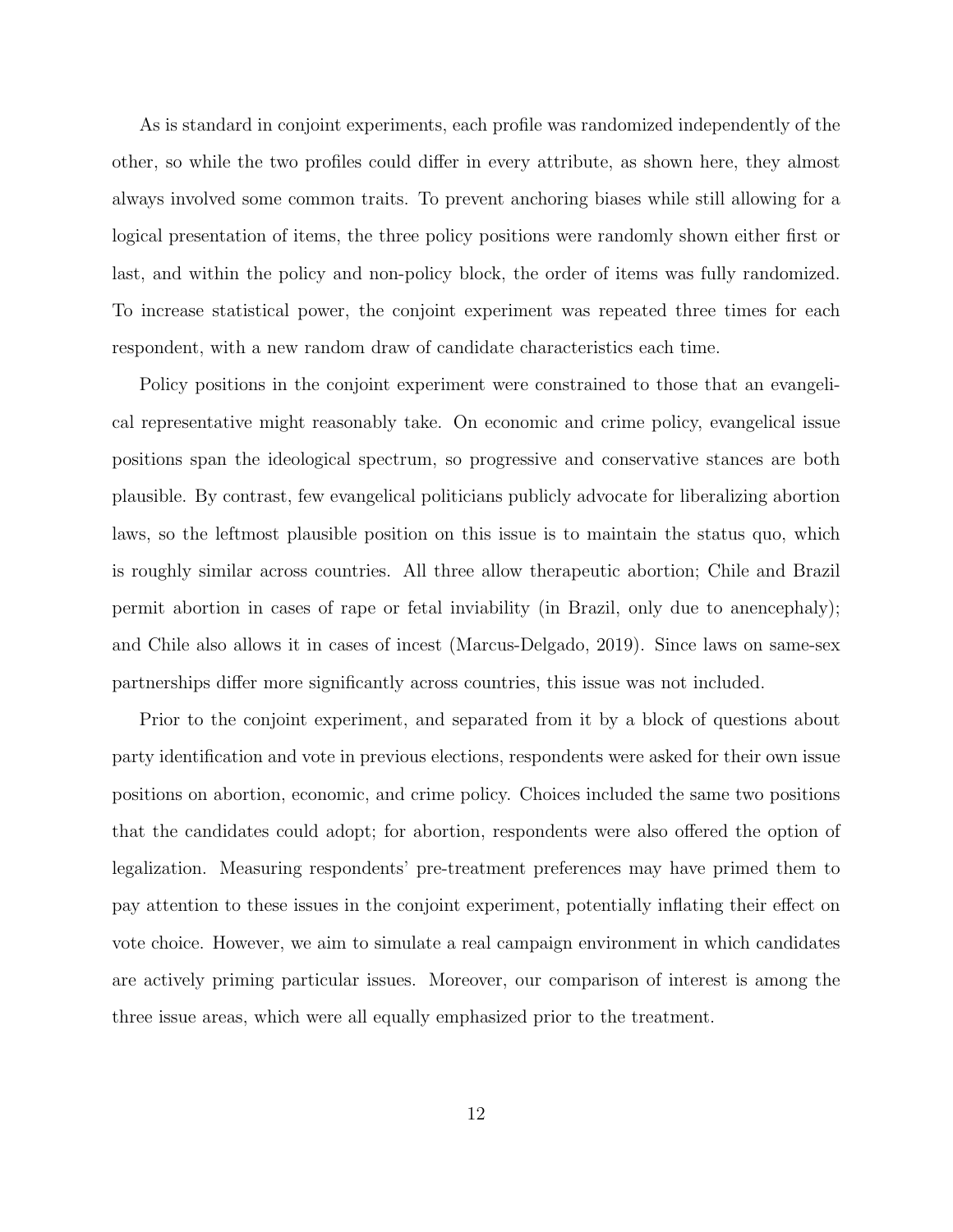As is standard in conjoint experiments, each profile was randomized independently of the other, so while the two profiles could differ in every attribute, as shown here, they almost always involved some common traits. To prevent anchoring biases while still allowing for a logical presentation of items, the three policy positions were randomly shown either first or last, and within the policy and non-policy block, the order of items was fully randomized. To increase statistical power, the conjoint experiment was repeated three times for each respondent, with a new random draw of candidate characteristics each time.

Policy positions in the conjoint experiment were constrained to those that an evangelical representative might reasonably take. On economic and crime policy, evangelical issue positions span the ideological spectrum, so progressive and conservative stances are both plausible. By contrast, few evangelical politicians publicly advocate for liberalizing abortion laws, so the leftmost plausible position on this issue is to maintain the status quo, which is roughly similar across countries. All three allow therapeutic abortion; Chile and Brazil permit abortion in cases of rape or fetal inviability (in Brazil, only due to anencephaly); and Chile also allows it in cases of incest (Marcus-Delgado, 2019). Since laws on same-sex partnerships differ more significantly across countries, this issue was not included.

Prior to the conjoint experiment, and separated from it by a block of questions about party identification and vote in previous elections, respondents were asked for their own issue positions on abortion, economic, and crime policy. Choices included the same two positions that the candidates could adopt; for abortion, respondents were also offered the option of legalization. Measuring respondents' pre-treatment preferences may have primed them to pay attention to these issues in the conjoint experiment, potentially inflating their effect on vote choice. However, we aim to simulate a real campaign environment in which candidates are actively priming particular issues. Moreover, our comparison of interest is among the three issue areas, which were all equally emphasized prior to the treatment.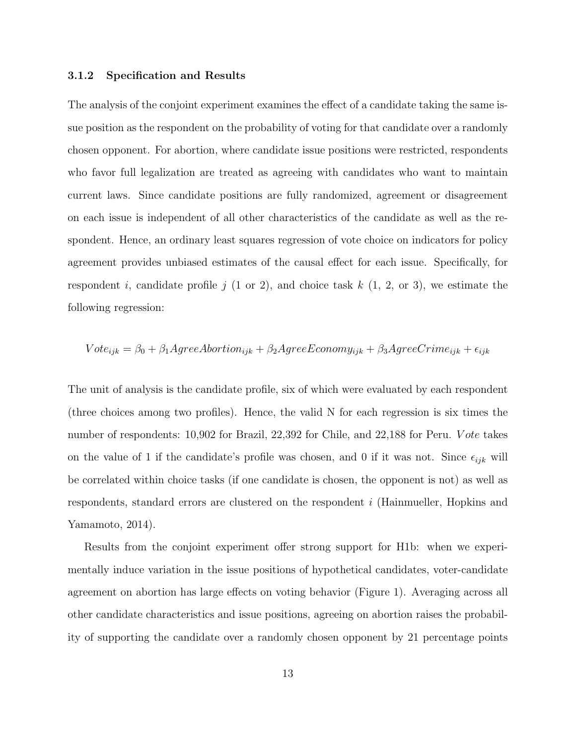#### 3.1.2 Specification and Results

The analysis of the conjoint experiment examines the effect of a candidate taking the same issue position as the respondent on the probability of voting for that candidate over a randomly chosen opponent. For abortion, where candidate issue positions were restricted, respondents who favor full legalization are treated as agreeing with candidates who want to maintain current laws. Since candidate positions are fully randomized, agreement or disagreement on each issue is independent of all other characteristics of the candidate as well as the respondent. Hence, an ordinary least squares regression of vote choice on indicators for policy agreement provides unbiased estimates of the causal effect for each issue. Specifically, for respondent $i$, candidate profile $j$ (1 or 2), and choice task $k$ (1, 2, or 3), we estimate the following regression:

$$Vote_{ijk} = \beta_0 + \beta_1 AgreeAbortion_{ijk} + \beta_2 AgreeEconomy_{ijk} + \beta_3 AgreeCrime_{ijk} + \epsilon_{ijk}$$

The unit of analysis is the candidate profile, six of which were evaluated by each respondent (three choices among two profiles). Hence, the valid N for each regression is six times the number of respondents: 10,902 for Brazil, 22,392 for Chile, and 22,188 for Peru. $Vote$ takes on the value of 1 if the candidate's profile was chosen, and 0 if it was not. Since $\epsilon_{ijk}$ will be correlated within choice tasks (if one candidate is chosen, the opponent is not) as well as respondents, standard errors are clustered on the respondent $i$ (Hainmueller, Hopkins and Yamamoto, 2014).

Results from the conjoint experiment offer strong support for H1b: when we experimentally induce variation in the issue positions of hypothetical candidates, voter-candidate agreement on abortion has large effects on voting behavior (Figure 1). Averaging across all other candidate characteristics and issue positions, agreeing on abortion raises the probability of supporting the candidate over a randomly chosen opponent by 21 percentage points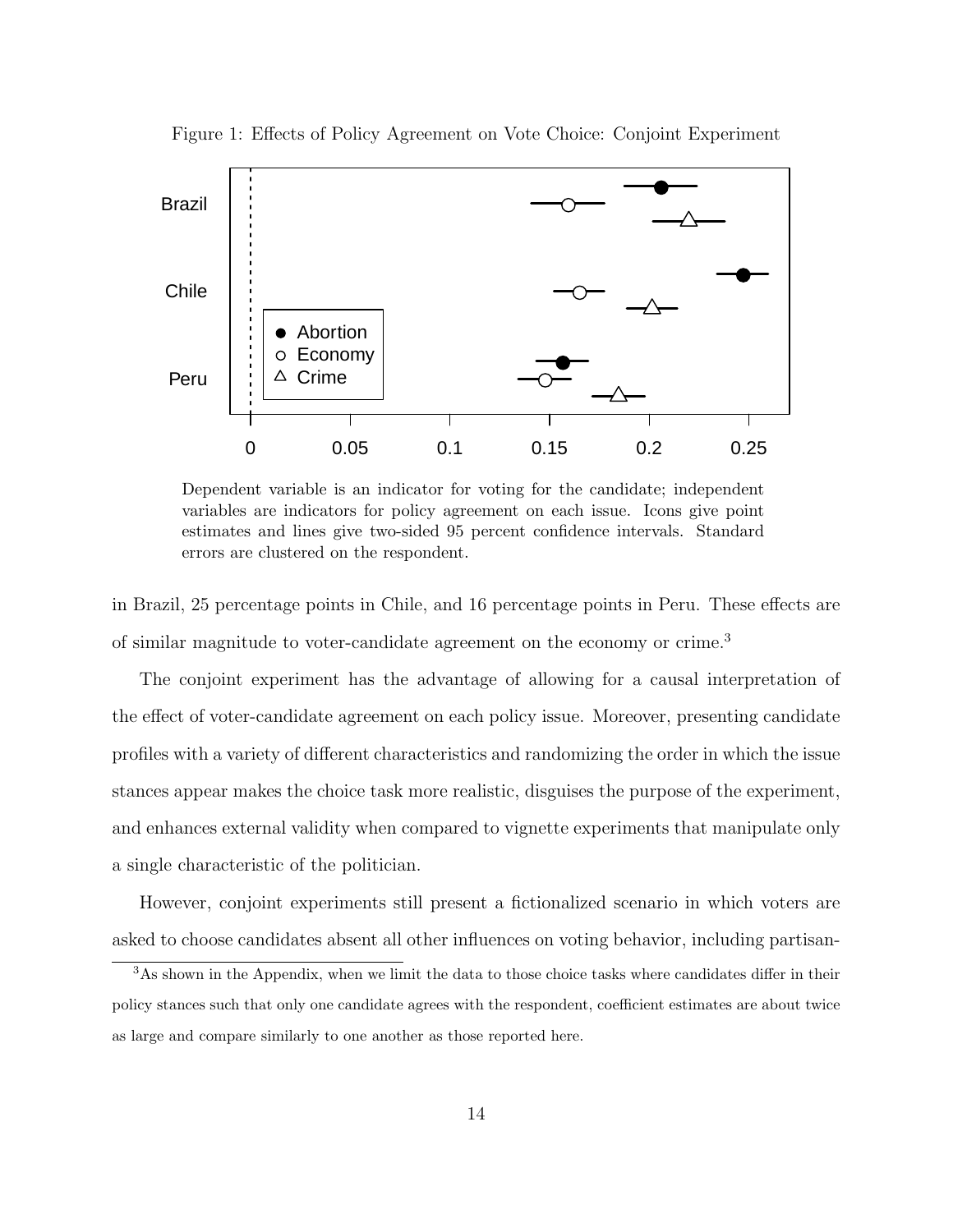Figure 1: Effects of Policy Agreement on Vote Choice: Conjoint Experiment

Dependent variable is an indicator for voting for the candidate; independent variables are indicators for policy agreement on each issue. Icons give point estimates and lines give two-sided 95 percent confidence intervals. Standard errors are clustered on the respondent.

in Brazil, 25 percentage points in Chile, and 16 percentage points in Peru. These effects are of similar magnitude to voter-candidate agreement on the economy or crime.[3]

The conjoint experiment has the advantage of allowing for a causal interpretation of the effect of voter-candidate agreement on each policy issue. Moreover, presenting candidate profiles with a variety of different characteristics and randomizing the order in which the issue stances appear makes the choice task more realistic, disguises the purpose of the experiment, and enhances external validity when compared to vignette experiments that manipulate only a single characteristic of the politician.

However, conjoint experiments still present a fictionalized scenario in which voters are asked to choose candidates absent all other influences on voting behavior, including partisan-

[3]As shown in the Appendix, when we limit the data to those choice tasks where candidates differ in their policy stances such that only one candidate agrees with the respondent, coefficient estimates are about twice as large and compare similarly to one another as those reported here.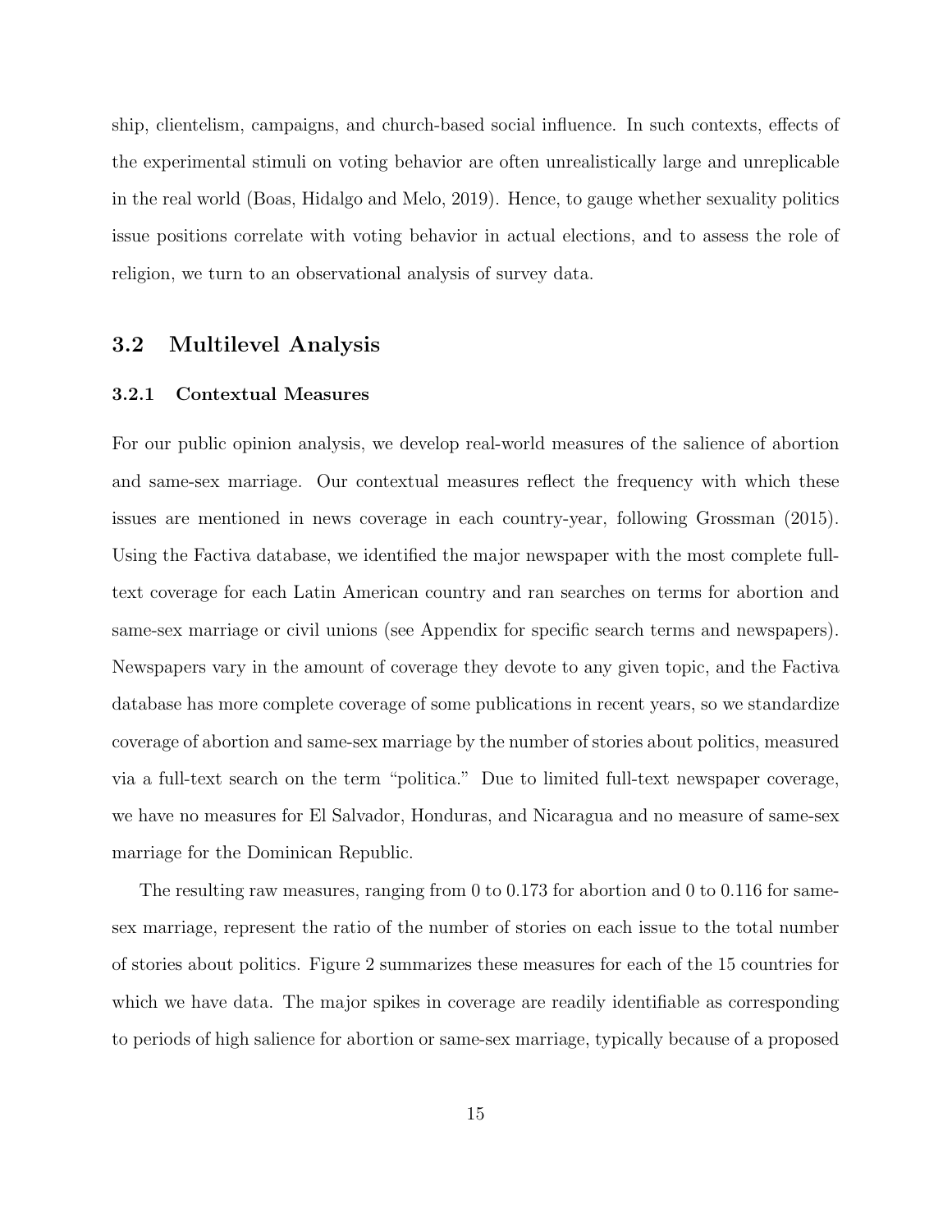ship, clientelism, campaigns, and church-based social influence. In such contexts, effects of the experimental stimuli on voting behavior are often unrealistically large and unreplicable in the real world (Boas, Hidalgo and Melo, 2019). Hence, to gauge whether sexuality politics issue positions correlate with voting behavior in actual elections, and to assess the role of religion, we turn to an observational analysis of survey data.

## 3.2 Multilevel Analysis

### 3.2.1 Contextual Measures

For our public opinion analysis, we develop real-world measures of the salience of abortion and same-sex marriage. Our contextual measures reflect the frequency with which these issues are mentioned in news coverage in each country-year, following Grossman (2015). Using the Factiva database, we identified the major newspaper with the most complete full-text coverage for each Latin American country and ran searches on terms for abortion and same-sex marriage or civil unions (see Appendix for specific search terms and newspapers). Newspapers vary in the amount of coverage they devote to any given topic, and the Factiva database has more complete coverage of some publications in recent years, so we standardize coverage of abortion and same-sex marriage by the number of stories about politics, measured via a full-text search on the term "politica." Due to limited full-text newspaper coverage, we have no measures for El Salvador, Honduras, and Nicaragua and no measure of same-sex marriage for the Dominican Republic.

The resulting raw measures, ranging from 0 to 0.173 for abortion and 0 to 0.116 for same-sex marriage, represent the ratio of the number of stories on each issue to the total number of stories about politics. Figure 2 summarizes these measures for each of the 15 countries for which we have data. The major spikes in coverage are readily identifiable as corresponding to periods of high salience for abortion or same-sex marriage, typically because of a proposed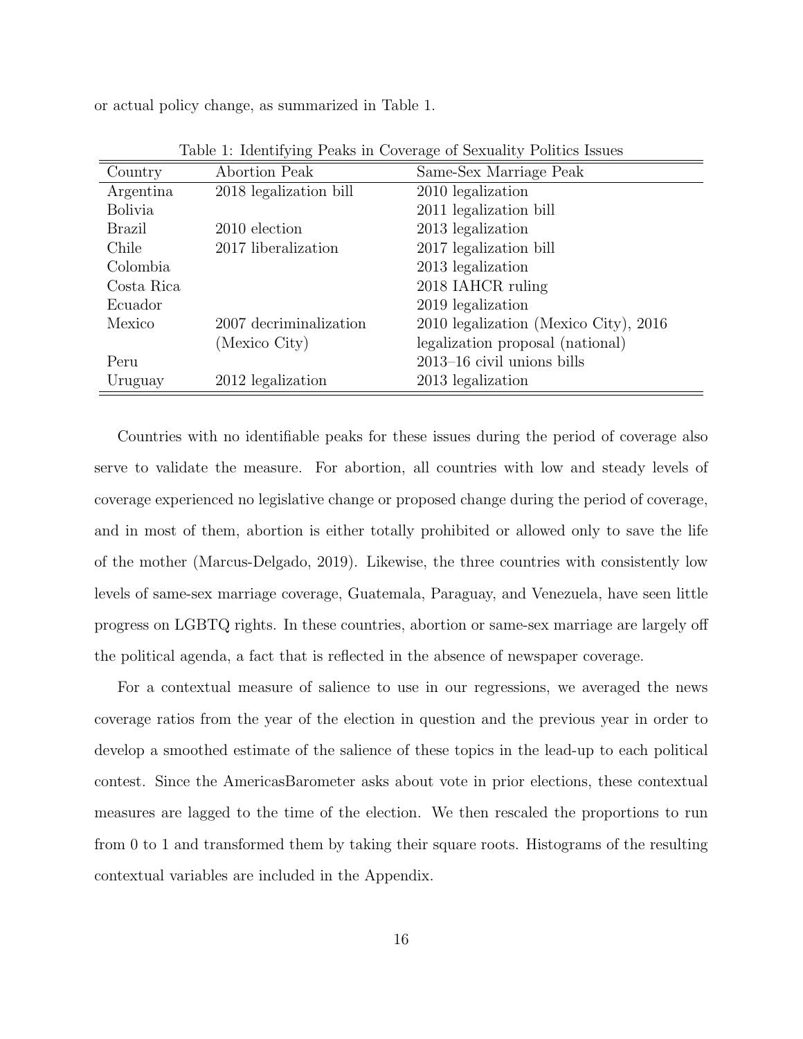or actual policy change, as summarized in Table 1.

Table 1: Identifying Peaks in Coverage of Sexuality Politics Issues

| Country | Abortion Peak | Same-Sex Marriage Peak |
|---|---|---|
| Argentina | 2018 legalization bill | 2010 legalization |
| Bolivia | | 2011 legalization bill |
| Brazil | 2010 election | 2013 legalization |
| Chile | 2017 liberalization | 2017 legalization bill |
| Colombia | | 2013 legalization |
| Costa Rica | | 2018 IAHCR ruling |
| Ecuador | | 2019 legalization |
| Mexico | 2007 decriminalization (Mexico City) | 2010 legalization (Mexico City), 2016 legalization proposal (national) |
| Peru | | 2013–16 civil unions bills |
| Uruguay | 2012 legalization | 2013 legalization |

Countries with no identifiable peaks for these issues during the period of coverage also serve to validate the measure. For abortion, all countries with low and steady levels of coverage experienced no legislative change or proposed change during the period of coverage, and in most of them, abortion is either totally prohibited or allowed only to save the life of the mother (Marcus-Delgado, 2019). Likewise, the three countries with consistently low levels of same-sex marriage coverage, Guatemala, Paraguay, and Venezuela, have seen little progress on LGBTQ rights. In these countries, abortion or same-sex marriage are largely off the political agenda, a fact that is reflected in the absence of newspaper coverage.

For a contextual measure of salience to use in our regressions, we averaged the news coverage ratios from the year of the election in question and the previous year in order to develop a smoothed estimate of the salience of these topics in the lead-up to each political contest. Since the AmericasBarometer asks about vote in prior elections, these contextual measures are lagged to the time of the election. We then rescaled the proportions to run from 0 to 1 and transformed them by taking their square roots. Histograms of the resulting contextual variables are included in the Appendix.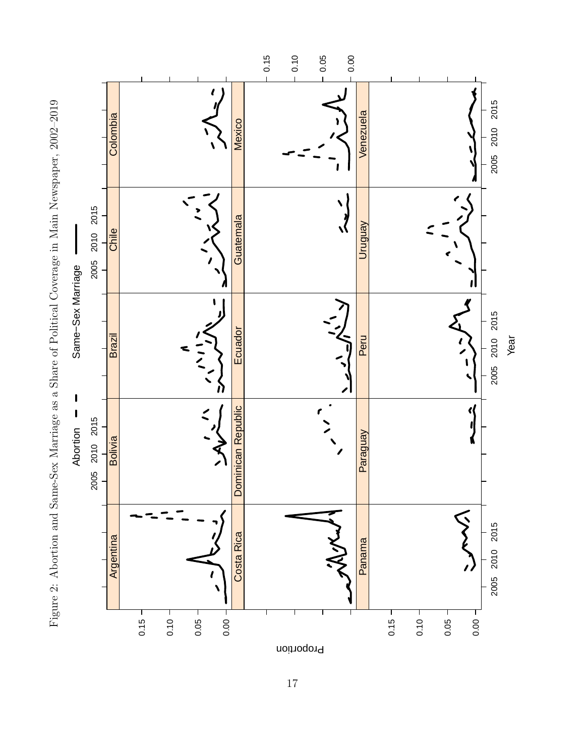Figure 2: Abortion and Same-Sex Marriage as a Share of Political Coverage in Main Newspaper, 2002–2019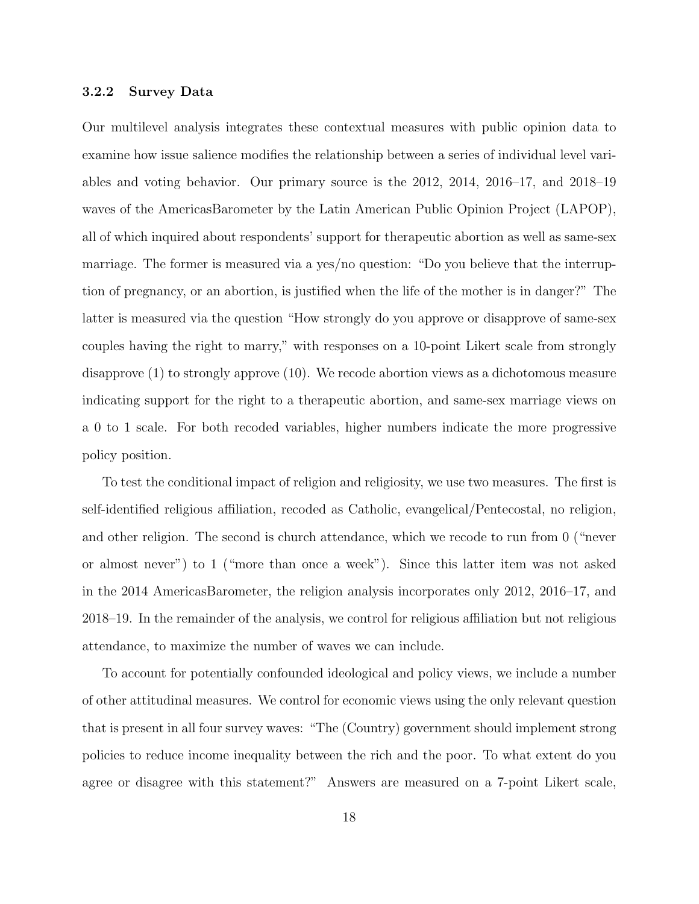### 3.2.2 Survey Data

Our multilevel analysis integrates these contextual measures with public opinion data to examine how issue salience modifies the relationship between a series of individual level variables and voting behavior. Our primary source is the 2012, 2014, 2016–17, and 2018–19 waves of the AmericasBarometer by the Latin American Public Opinion Project (LAPOP), all of which inquired about respondents' support for therapeutic abortion as well as same-sex marriage. The former is measured via a yes/no question: "Do you believe that the interruption of pregnancy, or an abortion, is justified when the life of the mother is in danger?" The latter is measured via the question "How strongly do you approve or disapprove of same-sex couples having the right to marry," with responses on a 10-point Likert scale from strongly disapprove (1) to strongly approve (10). We recode abortion views as a dichotomous measure indicating support for the right to a therapeutic abortion, and same-sex marriage views on a 0 to 1 scale. For both recoded variables, higher numbers indicate the more progressive policy position.

To test the conditional impact of religion and religiosity, we use two measures. The first is self-identified religious affiliation, recoded as Catholic, evangelical/Pentecostal, no religion, and other religion. The second is church attendance, which we recode to run from 0 ("never or almost never") to 1 ("more than once a week"). Since this latter item was not asked in the 2014 AmericasBarometer, the religion analysis incorporates only 2012, 2016–17, and 2018–19. In the remainder of the analysis, we control for religious affiliation but not religious attendance, to maximize the number of waves we can include.

To account for potentially confounded ideological and policy views, we include a number of other attitudinal measures. We control for economic views using the only relevant question that is present in all four survey waves: "The (Country) government should implement strong policies to reduce income inequality between the rich and the poor. To what extent do you agree or disagree with this statement?" Answers are measured on a 7-point Likert scale,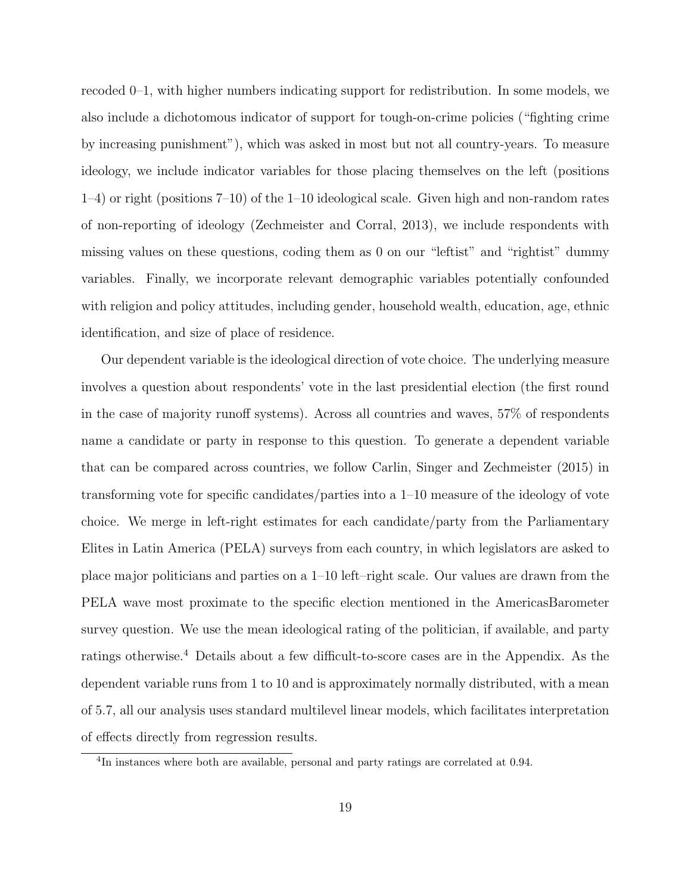recoded 0–1, with higher numbers indicating support for redistribution. In some models, we also include a dichotomous indicator of support for tough-on-crime policies ("fighting crime by increasing punishment"), which was asked in most but not all country-years. To measure ideology, we include indicator variables for those placing themselves on the left (positions 1–4) or right (positions 7–10) of the 1–10 ideological scale. Given high and non-random rates of non-reporting of ideology (Zechmeister and Corral, 2013), we include respondents with missing values on these questions, coding them as 0 on our "leftist" and "rightist" dummy variables. Finally, we incorporate relevant demographic variables potentially confounded with religion and policy attitudes, including gender, household wealth, education, age, ethnic identification, and size of place of residence.

Our dependent variable is the ideological direction of vote choice. The underlying measure involves a question about respondents' vote in the last presidential election (the first round in the case of majority runoff systems). Across all countries and waves, 57% of respondents name a candidate or party in response to this question. To generate a dependent variable that can be compared across countries, we follow Carlin, Singer and Zechmeister (2015) in transforming vote for specific candidates/parties into a 1–10 measure of the ideology of vote choice. We merge in left-right estimates for each candidate/party from the Parliamentary Elites in Latin America (PELA) surveys from each country, in which legislators are asked to place major politicians and parties on a 1–10 left–right scale. Our values are drawn from the PELA wave most proximate to the specific election mentioned in the AmericasBarometer survey question. We use the mean ideological rating of the politician, if available, and party ratings otherwise.[4] Details about a few difficult-to-score cases are in the Appendix. As the dependent variable runs from 1 to 10 and is approximately normally distributed, with a mean of 5.7, all our analysis uses standard multilevel linear models, which facilitates interpretation of effects directly from regression results.

[4] In instances where both are available, personal and party ratings are correlated at 0.94.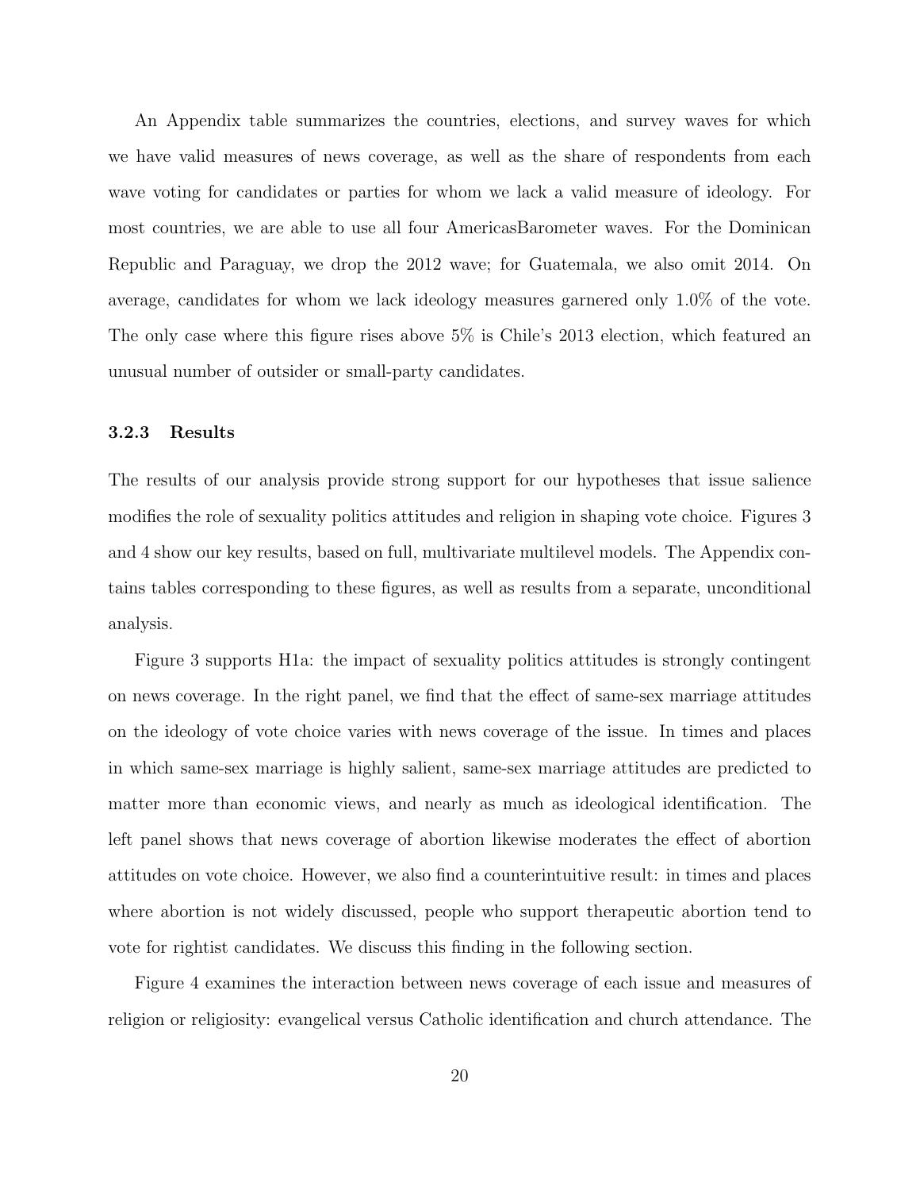An Appendix table summarizes the countries, elections, and survey waves for which we have valid measures of news coverage, as well as the share of respondents from each wave voting for candidates or parties for whom we lack a valid measure of ideology. For most countries, we are able to use all four AmericasBarometer waves. For the Dominican Republic and Paraguay, we drop the 2012 wave; for Guatemala, we also omit 2014. On average, candidates for whom we lack ideology measures garnered only 1.0% of the vote. The only case where this figure rises above 5% is Chile's 2013 election, which featured an unusual number of outsider or small-party candidates.

### 3.2.3 Results

The results of our analysis provide strong support for our hypotheses that issue salience modifies the role of sexuality politics attitudes and religion in shaping vote choice. Figures 3 and 4 show our key results, based on full, multivariate multilevel models. The Appendix contains tables corresponding to these figures, as well as results from a separate, unconditional analysis.

Figure 3 supports H1a: the impact of sexuality politics attitudes is strongly contingent on news coverage. In the right panel, we find that the effect of same-sex marriage attitudes on the ideology of vote choice varies with news coverage of the issue. In times and places in which same-sex marriage is highly salient, same-sex marriage attitudes are predicted to matter more than economic views, and nearly as much as ideological identification. The left panel shows that news coverage of abortion likewise moderates the effect of abortion attitudes on vote choice. However, we also find a counterintuitive result: in times and places where abortion is not widely discussed, people who support therapeutic abortion tend to vote for rightist candidates. We discuss this finding in the following section.

Figure 4 examines the interaction between news coverage of each issue and measures of religion or religiosity: evangelical versus Catholic identification and church attendance. The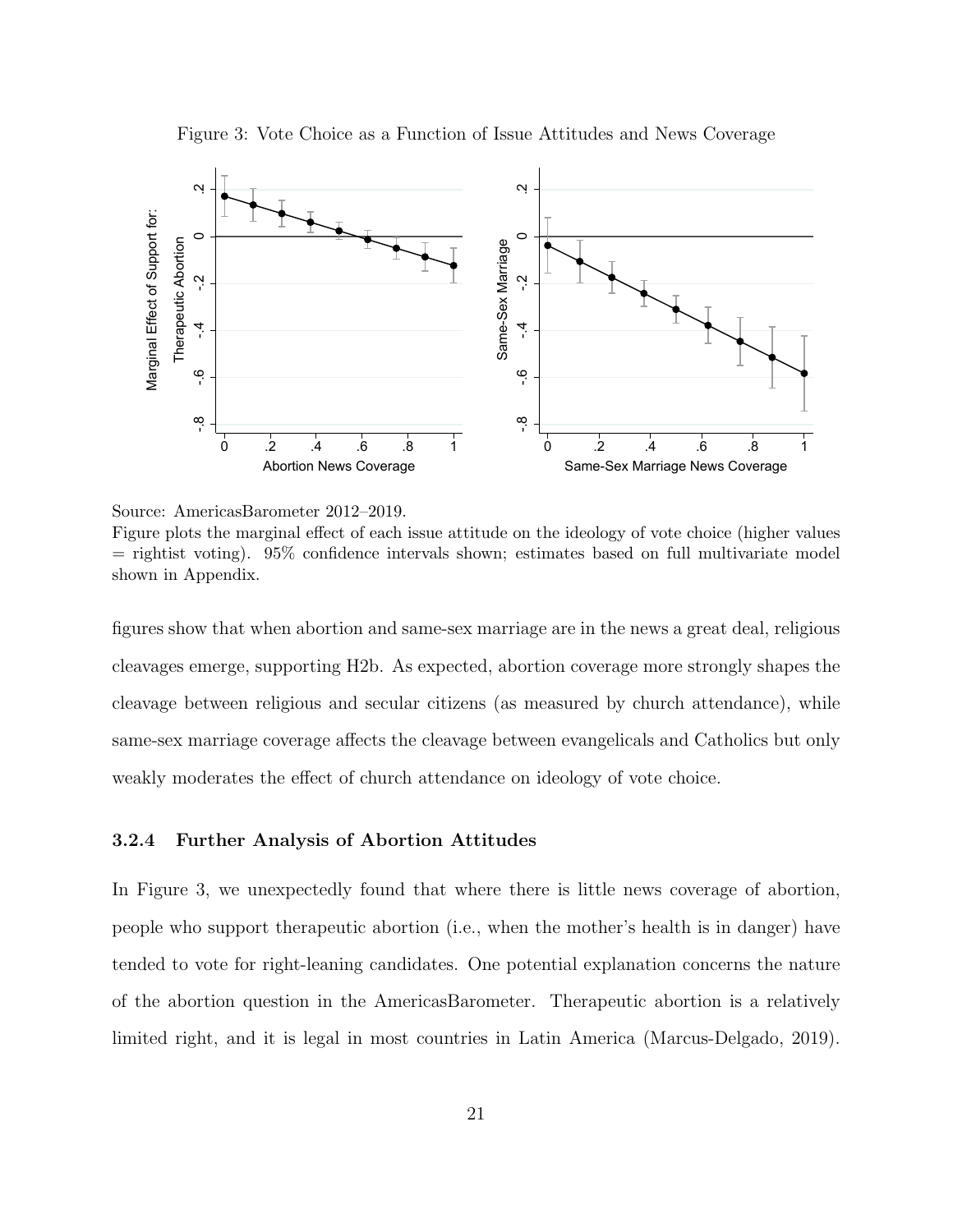Figure 3: Vote Choice as a Function of Issue Attitudes and News Coverage

Source: AmericasBarometer 2012–2019.
Figure plots the marginal effect of each issue attitude on the ideology of vote choice (higher values = rightist voting). 95% confidence intervals shown; estimates based on full multivariate model shown in Appendix.

figures show that when abortion and same-sex marriage are in the news a great deal, religious cleavages emerge, supporting H2b. As expected, abortion coverage more strongly shapes the cleavage between religious and secular citizens (as measured by church attendance), while same-sex marriage coverage affects the cleavage between evangelicals and Catholics but only weakly moderates the effect of church attendance on ideology of vote choice.

#### 3.2.4 Further Analysis of Abortion Attitudes

In Figure 3, we unexpectedly found that where there is little news coverage of abortion, people who support therapeutic abortion (i.e., when the mother's health is in danger) have tended to vote for right-leaning candidates. One potential explanation concerns the nature of the abortion question in the AmericasBarometer. Therapeutic abortion is a relatively limited right, and it is legal in most countries in Latin America (Marcus-Delgado, 2019).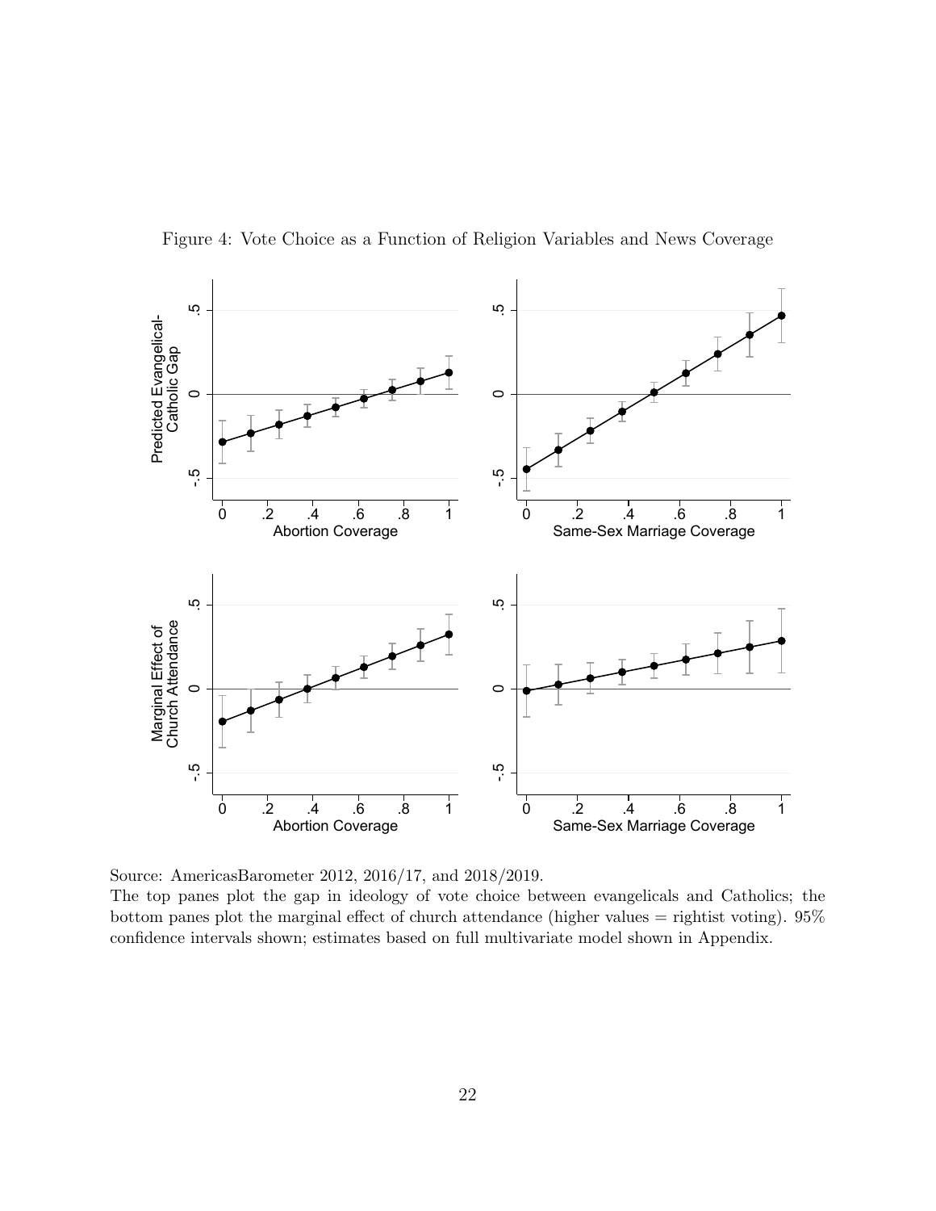Figure 4: Vote Choice as a Function of Religion Variables and News Coverage

Source: AmericasBarometer 2012, 2016/17, and 2018/2019.
The top panes plot the gap in ideology of vote choice between evangelicals and Catholics; the bottom panes plot the marginal effect of church attendance (higher values = rightist voting). 95% confidence intervals shown; estimates based on full multivariate model shown in Appendix.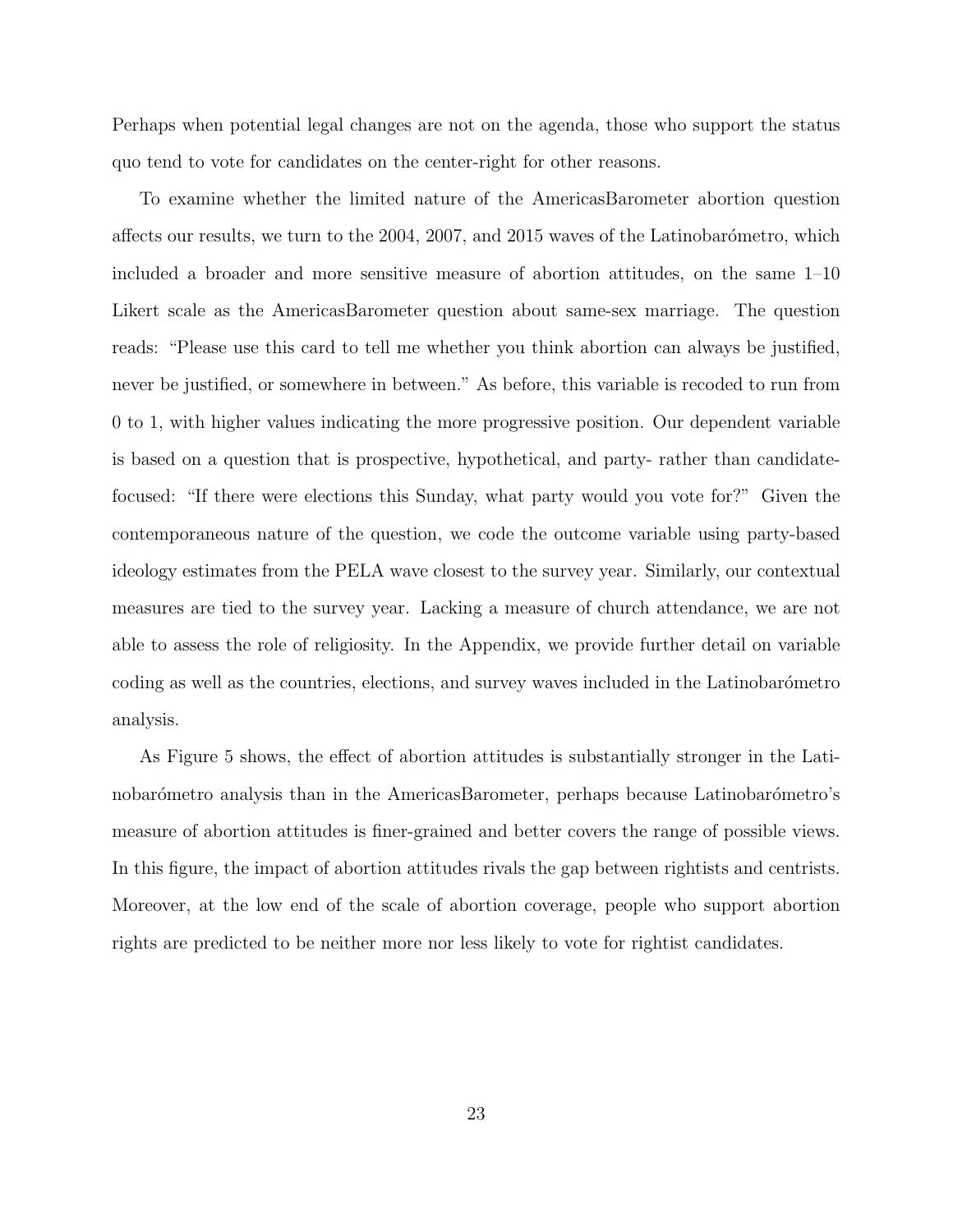Perhaps when potential legal changes are not on the agenda, those who support the status quo tend to vote for candidates on the center-right for other reasons.

To examine whether the limited nature of the AmericasBarometer abortion question affects our results, we turn to the 2004, 2007, and 2015 waves of the Latinobarómetro, which included a broader and more sensitive measure of abortion attitudes, on the same 1–10 Likert scale as the AmericasBarometer question about same-sex marriage. The question reads: "Please use this card to tell me whether you think abortion can always be justified, never be justified, or somewhere in between." As before, this variable is recoded to run from 0 to 1, with higher values indicating the more progressive position. Our dependent variable is based on a question that is prospective, hypothetical, and party- rather than candidate-focused: "If there were elections this Sunday, what party would you vote for?" Given the contemporaneous nature of the question, we code the outcome variable using party-based ideology estimates from the PELA wave closest to the survey year. Similarly, our contextual measures are tied to the survey year. Lacking a measure of church attendance, we are not able to assess the role of religiosity. In the Appendix, we provide further detail on variable coding as well as the countries, elections, and survey waves included in the Latinobarómetro analysis.

As Figure 5 shows, the effect of abortion attitudes is substantially stronger in the Latinobarómetro analysis than in the AmericasBarometer, perhaps because Latinobarómetro's measure of abortion attitudes is finer-grained and better covers the range of possible views. In this figure, the impact of abortion attitudes rivals the gap between rightists and centrists. Moreover, at the low end of the scale of abortion coverage, people who support abortion rights are predicted to be neither more nor less likely to vote for rightist candidates.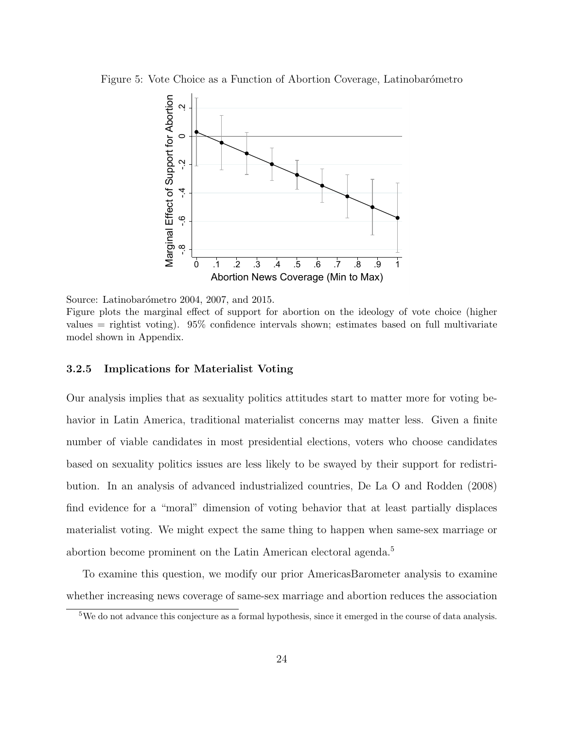Figure 5: Vote Choice as a Function of Abortion Coverage, Latinobarómetro

Source: Latinobarómetro 2004, 2007, and 2015.
Figure plots the marginal effect of support for abortion on the ideology of vote choice (higher values = rightist voting). 95% confidence intervals shown; estimates based on full multivariate model shown in Appendix.

### 3.2.5 Implications for Materialist Voting

Our analysis implies that as sexuality politics attitudes start to matter more for voting behavior in Latin America, traditional materialist concerns may matter less. Given a finite number of viable candidates in most presidential elections, voters who choose candidates based on sexuality politics issues are less likely to be swayed by their support for redistribution. In an analysis of advanced industrialized countries, De La O and Rodden (2008) find evidence for a "moral" dimension of voting behavior that at least partially displaces materialist voting. We might expect the same thing to happen when same-sex marriage or abortion become prominent on the Latin American electoral agenda.[5]

To examine this question, we modify our prior AmericasBarometer analysis to examine whether increasing news coverage of same-sex marriage and abortion reduces the association

[5]We do not advance this conjecture as a formal hypothesis, since it emerged in the course of data analysis.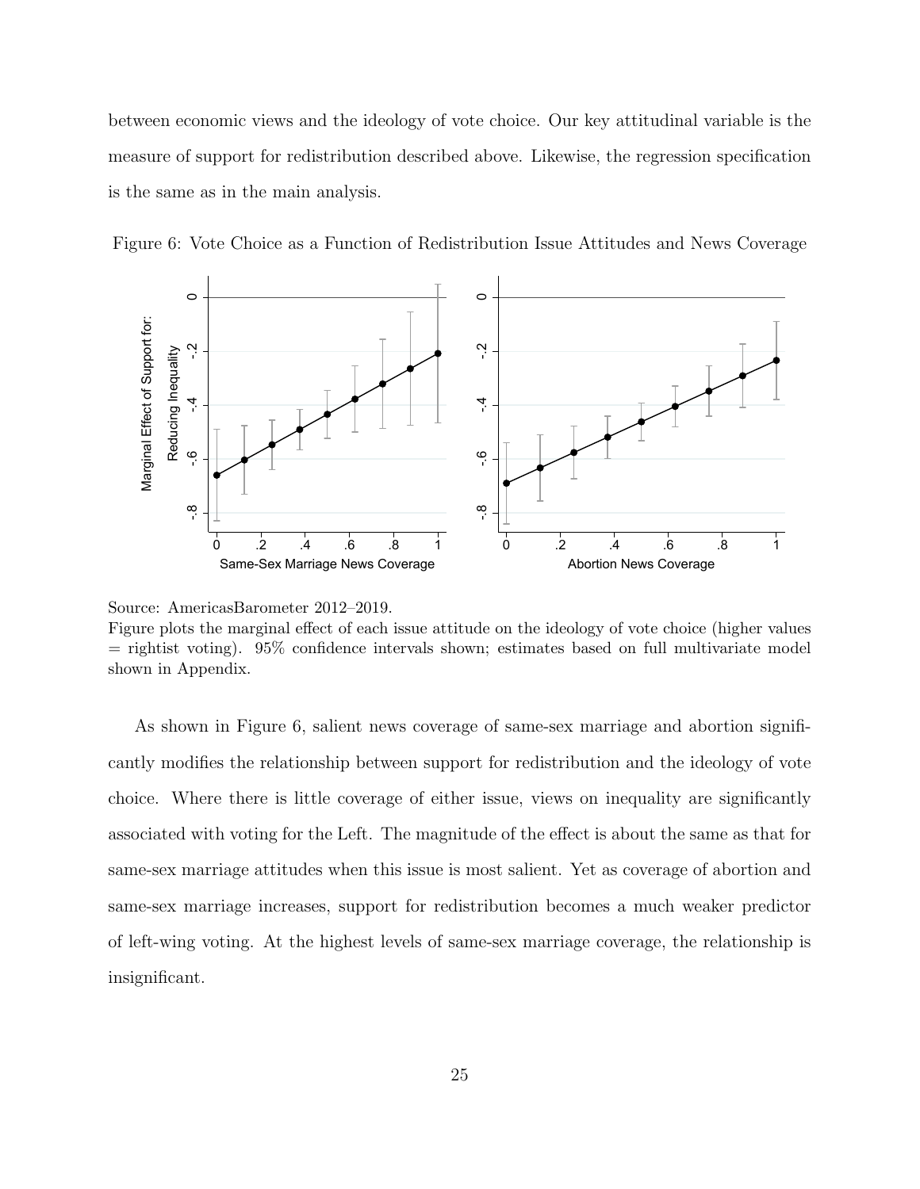between economic views and the ideology of vote choice. Our key attitudinal variable is the measure of support for redistribution described above. Likewise, the regression specification is the same as in the main analysis.

Figure 6: Vote Choice as a Function of Redistribution Issue Attitudes and News Coverage

Source: AmericasBarometer 2012–2019.
Figure plots the marginal effect of each issue attitude on the ideology of vote choice (higher values = rightist voting). 95% confidence intervals shown; estimates based on full multivariate model shown in Appendix.

As shown in Figure 6, salient news coverage of same-sex marriage and abortion significantly modifies the relationship between support for redistribution and the ideology of vote choice. Where there is little coverage of either issue, views on inequality are significantly associated with voting for the Left. The magnitude of the effect is about the same as that for same-sex marriage attitudes when this issue is most salient. Yet as coverage of abortion and same-sex marriage increases, support for redistribution becomes a much weaker predictor of left-wing voting. At the highest levels of same-sex marriage coverage, the relationship is insignificant.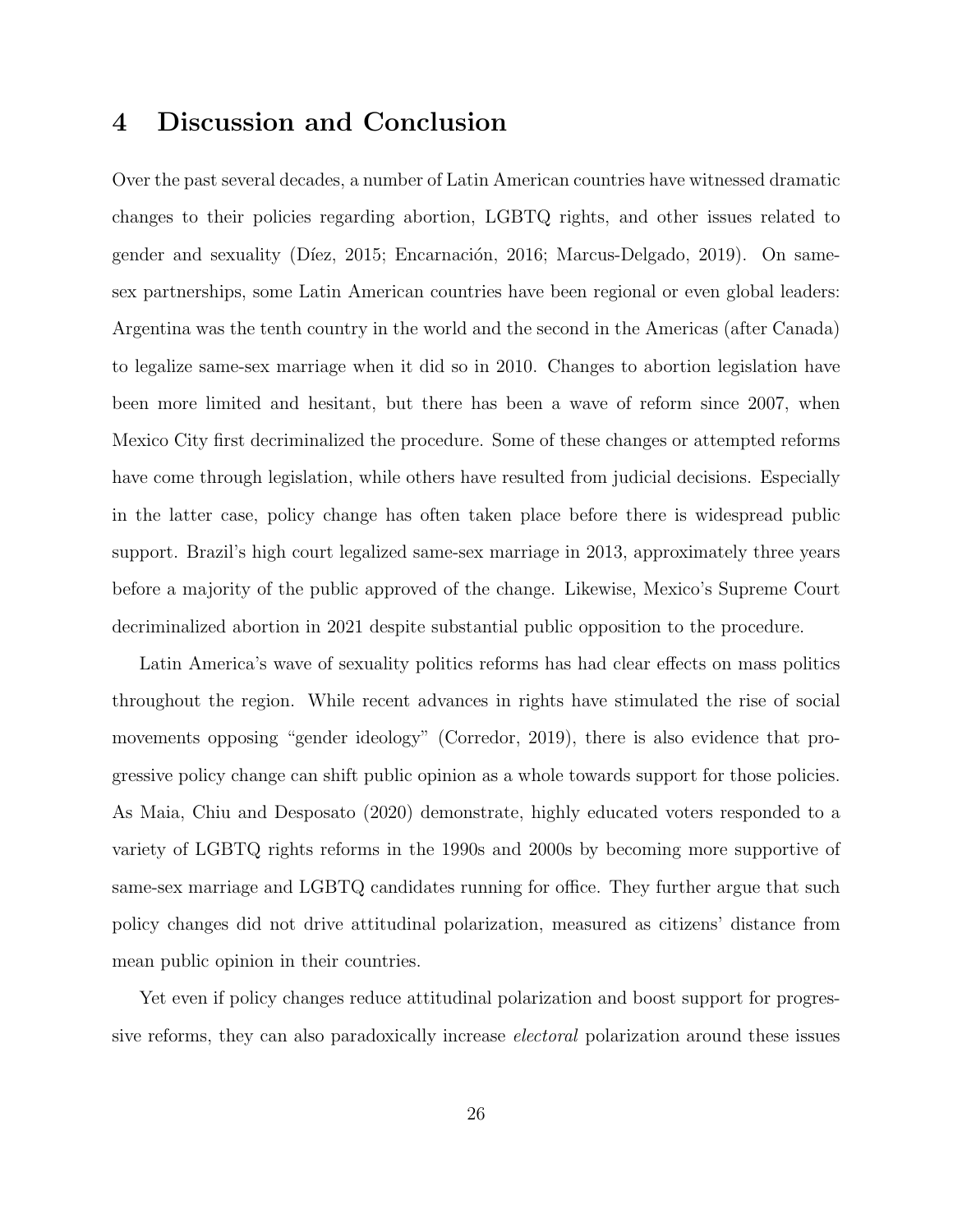## 4 Discussion and Conclusion

Over the past several decades, a number of Latin American countries have witnessed dramatic changes to their policies regarding abortion, LGBTQ rights, and other issues related to gender and sexuality (Díez, 2015; Encarnación, 2016; Marcus-Delgado, 2019). On same-sex partnerships, some Latin American countries have been regional or even global leaders: Argentina was the tenth country in the world and the second in the Americas (after Canada) to legalize same-sex marriage when it did so in 2010. Changes to abortion legislation have been more limited and hesitant, but there has been a wave of reform since 2007, when Mexico City first decriminalized the procedure. Some of these changes or attempted reforms have come through legislation, while others have resulted from judicial decisions. Especially in the latter case, policy change has often taken place before there is widespread public support. Brazil's high court legalized same-sex marriage in 2013, approximately three years before a majority of the public approved of the change. Likewise, Mexico's Supreme Court decriminalized abortion in 2021 despite substantial public opposition to the procedure.

Latin America's wave of sexuality politics reforms has had clear effects on mass politics throughout the region. While recent advances in rights have stimulated the rise of social movements opposing "gender ideology" (Corredor, 2019), there is also evidence that progressive policy change can shift public opinion as a whole towards support for those policies. As Maia, Chiu and Desposato (2020) demonstrate, highly educated voters responded to a variety of LGBTQ rights reforms in the 1990s and 2000s by becoming more supportive of same-sex marriage and LGBTQ candidates running for office. They further argue that such policy changes did not drive attitudinal polarization, measured as citizens' distance from mean public opinion in their countries.

Yet even if policy changes reduce attitudinal polarization and boost support for progressive reforms, they can also paradoxically increase *electoral* polarization around these issues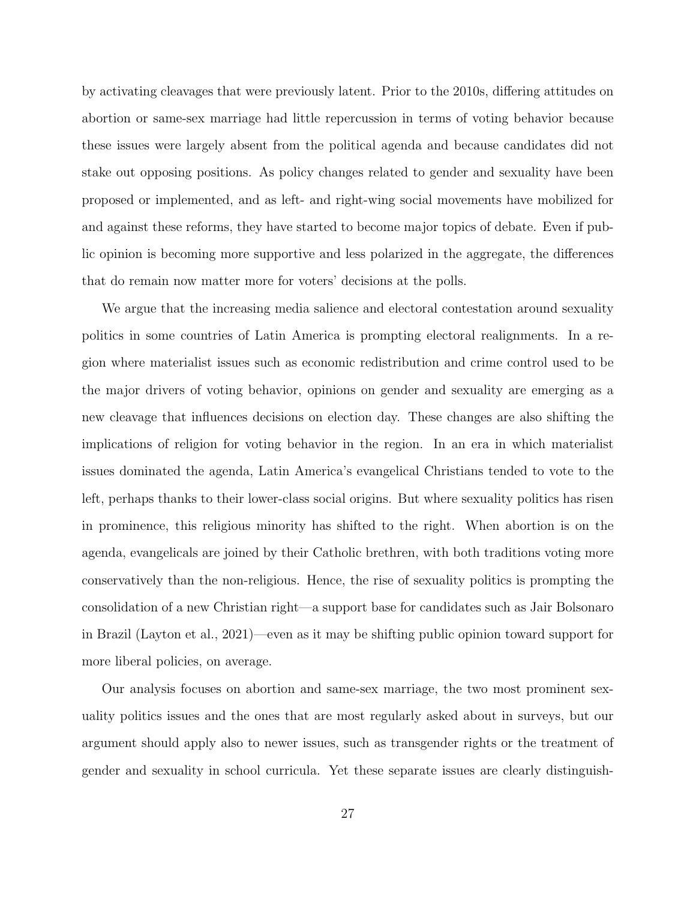by activating cleavages that were previously latent. Prior to the 2010s, differing attitudes on abortion or same-sex marriage had little repercussion in terms of voting behavior because these issues were largely absent from the political agenda and because candidates did not stake out opposing positions. As policy changes related to gender and sexuality have been proposed or implemented, and as left- and right-wing social movements have mobilized for and against these reforms, they have started to become major topics of debate. Even if public opinion is becoming more supportive and less polarized in the aggregate, the differences that do remain now matter more for voters' decisions at the polls.

We argue that the increasing media salience and electoral contestation around sexuality politics in some countries of Latin America is prompting electoral realignments. In a region where materialist issues such as economic redistribution and crime control used to be the major drivers of voting behavior, opinions on gender and sexuality are emerging as a new cleavage that influences decisions on election day. These changes are also shifting the implications of religion for voting behavior in the region. In an era in which materialist issues dominated the agenda, Latin America's evangelical Christians tended to vote to the left, perhaps thanks to their lower-class social origins. But where sexuality politics has risen in prominence, this religious minority has shifted to the right. When abortion is on the agenda, evangelicals are joined by their Catholic brethren, with both traditions voting more conservatively than the non-religious. Hence, the rise of sexuality politics is prompting the consolidation of a new Christian right—a support base for candidates such as Jair Bolsonaro in Brazil (Layton et al., 2021)—even as it may be shifting public opinion toward support for more liberal policies, on average.

Our analysis focuses on abortion and same-sex marriage, the two most prominent sexuality politics issues and the ones that are most regularly asked about in surveys, but our argument should apply also to newer issues, such as transgender rights or the treatment of gender and sexuality in school curricula. Yet these separate issues are clearly distinguish-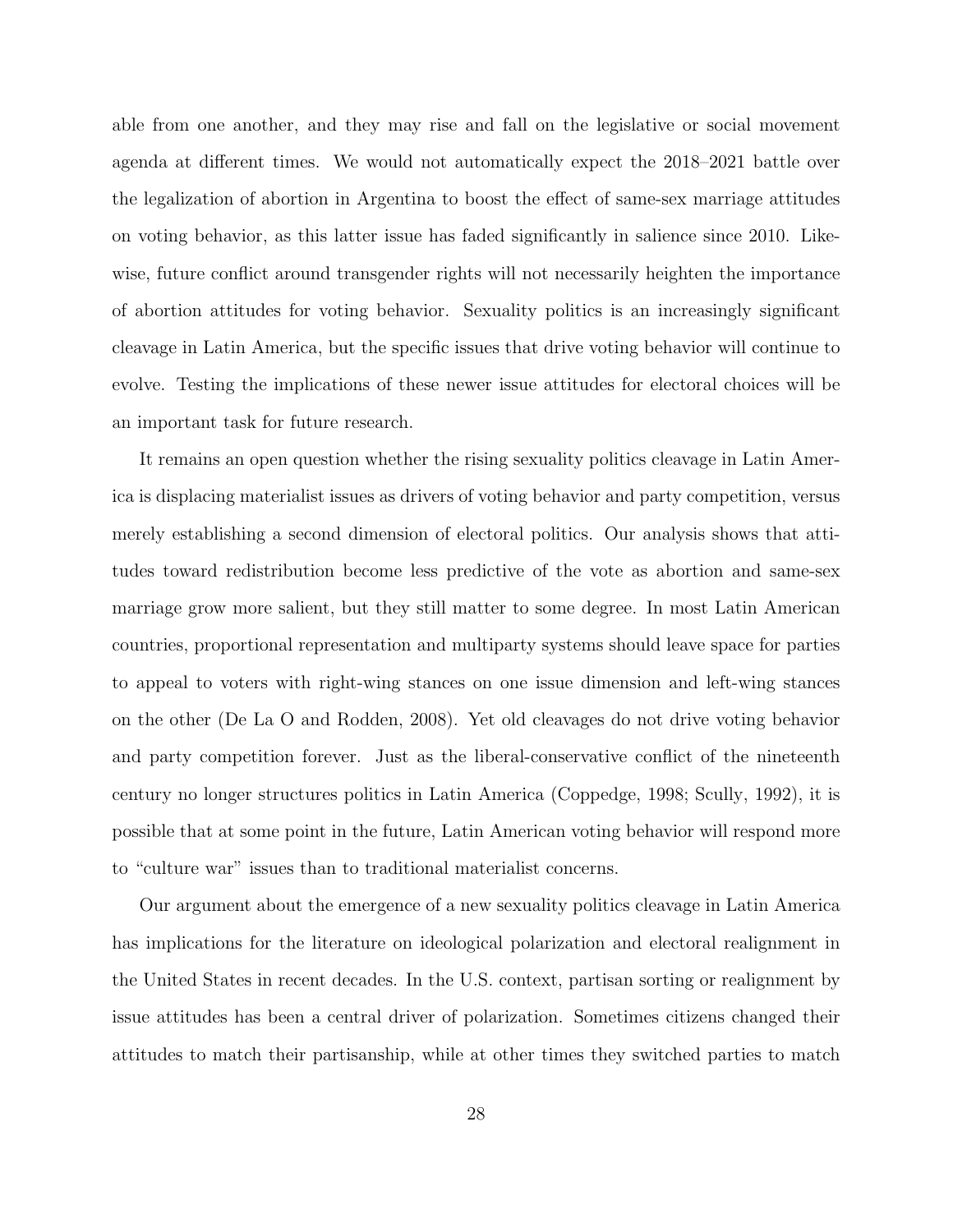able from one another, and they may rise and fall on the legislative or social movement agenda at different times. We would not automatically expect the 2018–2021 battle over the legalization of abortion in Argentina to boost the effect of same-sex marriage attitudes on voting behavior, as this latter issue has faded significantly in salience since 2010. Likewise, future conflict around transgender rights will not necessarily heighten the importance of abortion attitudes for voting behavior. Sexuality politics is an increasingly significant cleavage in Latin America, but the specific issues that drive voting behavior will continue to evolve. Testing the implications of these newer issue attitudes for electoral choices will be an important task for future research.

It remains an open question whether the rising sexuality politics cleavage in Latin America is displacing materialist issues as drivers of voting behavior and party competition, versus merely establishing a second dimension of electoral politics. Our analysis shows that attitudes toward redistribution become less predictive of the vote as abortion and same-sex marriage grow more salient, but they still matter to some degree. In most Latin American countries, proportional representation and multiparty systems should leave space for parties to appeal to voters with right-wing stances on one issue dimension and left-wing stances on the other (De La O and Rodden, 2008). Yet old cleavages do not drive voting behavior and party competition forever. Just as the liberal-conservative conflict of the nineteenth century no longer structures politics in Latin America (Coppedge, 1998; Scully, 1992), it is possible that at some point in the future, Latin American voting behavior will respond more to "culture war" issues than to traditional materialist concerns.

Our argument about the emergence of a new sexuality politics cleavage in Latin America has implications for the literature on ideological polarization and electoral realignment in the United States in recent decades. In the U.S. context, partisan sorting or realignment by issue attitudes has been a central driver of polarization. Sometimes citizens changed their attitudes to match their partisanship, while at other times they switched parties to match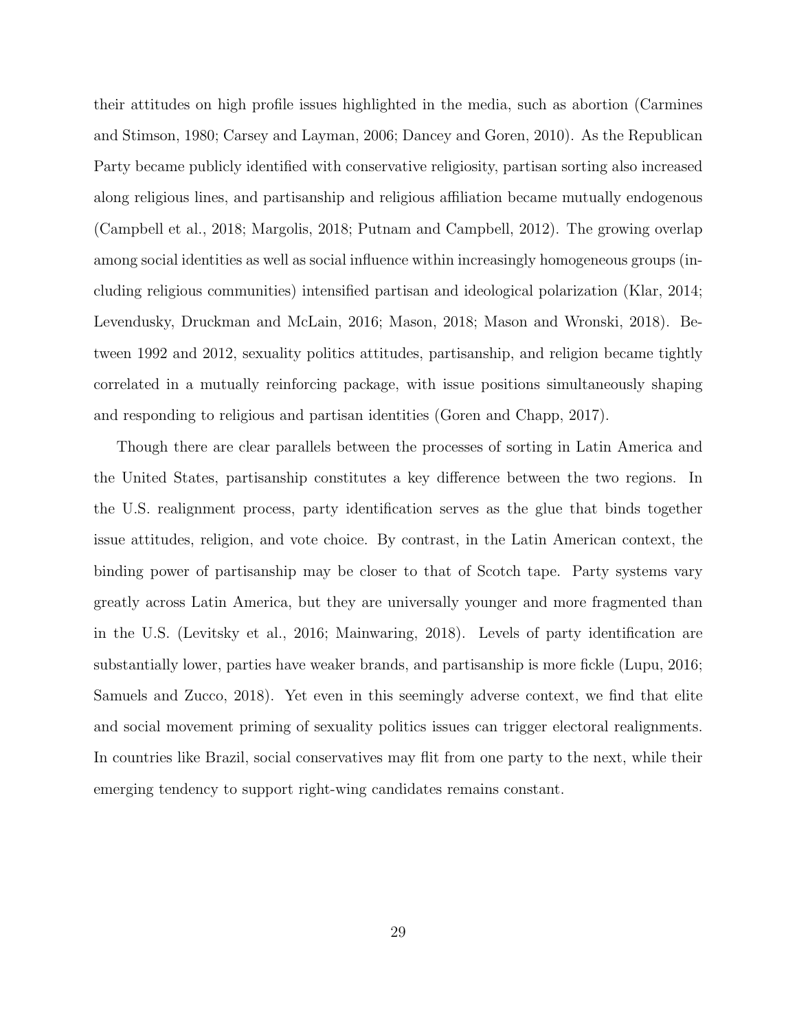their attitudes on high profile issues highlighted in the media, such as abortion (Carmines and Stimson, 1980; Carsey and Layman, 2006; Dancey and Goren, 2010). As the Republican Party became publicly identified with conservative religiosity, partisan sorting also increased along religious lines, and partisanship and religious affiliation became mutually endogenous (Campbell et al., 2018; Margolis, 2018; Putnam and Campbell, 2012). The growing overlap among social identities as well as social influence within increasingly homogeneous groups (including religious communities) intensified partisan and ideological polarization (Klar, 2014; Levendusky, Druckman and McLain, 2016; Mason, 2018; Mason and Wronski, 2018). Between 1992 and 2012, sexuality politics attitudes, partisanship, and religion became tightly correlated in a mutually reinforcing package, with issue positions simultaneously shaping and responding to religious and partisan identities (Goren and Chapp, 2017).

Though there are clear parallels between the processes of sorting in Latin America and the United States, partisanship constitutes a key difference between the two regions. In the U.S. realignment process, party identification serves as the glue that binds together issue attitudes, religion, and vote choice. By contrast, in the Latin American context, the binding power of partisanship may be closer to that of Scotch tape. Party systems vary greatly across Latin America, but they are universally younger and more fragmented than in the U.S. (Levitsky et al., 2016; Mainwaring, 2018). Levels of party identification are substantially lower, parties have weaker brands, and partisanship is more fickle (Lupu, 2016; Samuels and Zucco, 2018). Yet even in this seemingly adverse context, we find that elite and social movement priming of sexuality politics issues can trigger electoral realignments. In countries like Brazil, social conservatives may flit from one party to the next, while their emerging tendency to support right-wing candidates remains constant.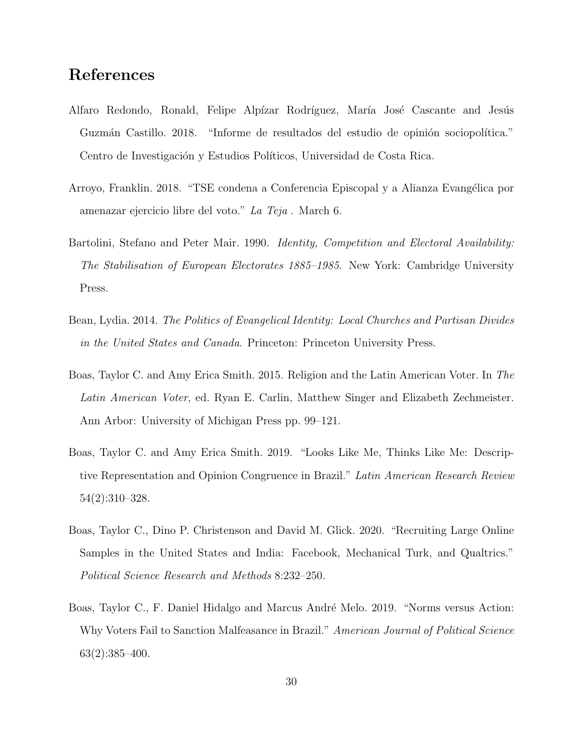## References

Alfaro Redondo, Ronald, Felipe Alpízar Rodríguez, María José Cascante and Jesús Guzmán Castillo. 2018. "Informe de resultados del estudio de opinión sociopolítica." Centro de Investigación y Estudios Políticos, Universidad de Costa Rica.

Arroyo, Franklin. 2018. "TSE condena a Conferencia Episcopal y a Alianza Evangélica por amenazar ejercicio libre del voto." *La Teja* . March 6.

Bartolini, Stefano and Peter Mair. 1990. *Identity, Competition and Electoral Availability: The Stabilisation of European Electorates 1885–1985*. New York: Cambridge University Press.

Bean, Lydia. 2014. *The Politics of Evangelical Identity: Local Churches and Partisan Divides in the United States and Canada*. Princeton: Princeton University Press.

Boas, Taylor C. and Amy Erica Smith. 2015. Religion and the Latin American Voter. In *The Latin American Voter*, ed. Ryan E. Carlin, Matthew Singer and Elizabeth Zechmeister. Ann Arbor: University of Michigan Press pp. 99–121.

Boas, Taylor C. and Amy Erica Smith. 2019. "Looks Like Me, Thinks Like Me: Descriptive Representation and Opinion Congruence in Brazil." *Latin American Research Review* 54(2):310–328.

Boas, Taylor C., Dino P. Christenson and David M. Glick. 2020. "Recruiting Large Online Samples in the United States and India: Facebook, Mechanical Turk, and Qualtrics." *Political Science Research and Methods* 8:232–250.

Boas, Taylor C., F. Daniel Hidalgo and Marcus André Melo. 2019. "Norms versus Action: Why Voters Fail to Sanction Malfeasance in Brazil." *American Journal of Political Science* 63(2):385–400.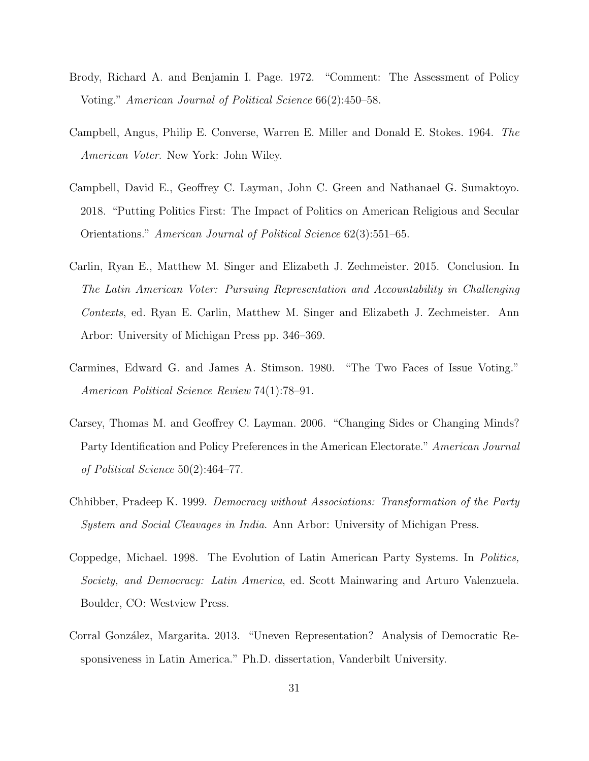Brody, Richard A. and Benjamin I. Page. 1972. "Comment: The Assessment of Policy Voting." *American Journal of Political Science* 66(2):450–58.

Campbell, Angus, Philip E. Converse, Warren E. Miller and Donald E. Stokes. 1964. *The American Voter*. New York: John Wiley.

Campbell, David E., Geoffrey C. Layman, John C. Green and Nathanael G. Sumaktoyo. 2018. "Putting Politics First: The Impact of Politics on American Religious and Secular Orientations." *American Journal of Political Science* 62(3):551–65.

Carlin, Ryan E., Matthew M. Singer and Elizabeth J. Zechmeister. 2015. Conclusion. In *The Latin American Voter: Pursuing Representation and Accountability in Challenging Contexts*, ed. Ryan E. Carlin, Matthew M. Singer and Elizabeth J. Zechmeister. Ann Arbor: University of Michigan Press pp. 346–369.

Carmines, Edward G. and James A. Stimson. 1980. "The Two Faces of Issue Voting." *American Political Science Review* 74(1):78–91.

Carsey, Thomas M. and Geoffrey C. Layman. 2006. "Changing Sides or Changing Minds? Party Identification and Policy Preferences in the American Electorate." *American Journal of Political Science* 50(2):464–77.

Chhibber, Pradeep K. 1999. *Democracy without Associations: Transformation of the Party System and Social Cleavages in India*. Ann Arbor: University of Michigan Press.

Coppedge, Michael. 1998. The Evolution of Latin American Party Systems. In *Politics, Society, and Democracy: Latin America*, ed. Scott Mainwaring and Arturo Valenzuela. Boulder, CO: Westview Press.

Corral González, Margarita. 2013. "Uneven Representation? Analysis of Democratic Responsiveness in Latin America." Ph.D. dissertation, Vanderbilt University.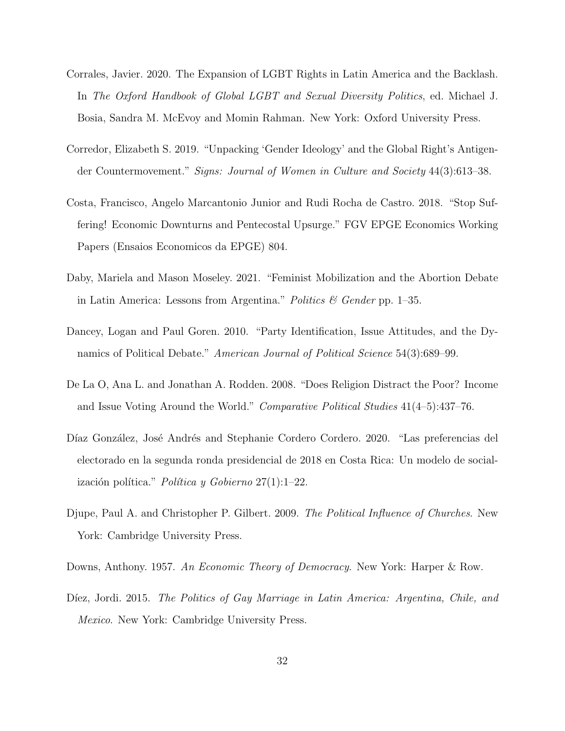Corrales, Javier. 2020. The Expansion of LGBT Rights in Latin America and the Backlash. In *The Oxford Handbook of Global LGBT and Sexual Diversity Politics*, ed. Michael J. Bosia, Sandra M. McEvoy and Momin Rahman. New York: Oxford University Press.

Corredor, Elizabeth S. 2019. "Unpacking 'Gender Ideology' and the Global Right's Antigender Countermovement." *Signs: Journal of Women in Culture and Society* 44(3):613–38.

Costa, Francisco, Angelo Marcantonio Junior and Rudi Rocha de Castro. 2018. "Stop Suffering! Economic Downturns and Pentecostal Upsurge." FGV EPGE Economics Working Papers (Ensaios Economicos da EPGE) 804.

Daby, Mariela and Mason Moseley. 2021. "Feminist Mobilization and the Abortion Debate in Latin America: Lessons from Argentina." *Politics & Gender* pp. 1–35.

Dancey, Logan and Paul Goren. 2010. "Party Identification, Issue Attitudes, and the Dynamics of Political Debate." *American Journal of Political Science* 54(3):689–99.

De La O, Ana L. and Jonathan A. Rodden. 2008. "Does Religion Distract the Poor? Income and Issue Voting Around the World." *Comparative Political Studies* 41(4–5):437–76.

Díaz González, José Andrés and Stephanie Cordero Cordero. 2020. "Las preferencias del electorado en la segunda ronda presidencial de 2018 en Costa Rica: Un modelo de socialización política." *Política y Gobierno* 27(1):1–22.

Djupe, Paul A. and Christopher P. Gilbert. 2009. *The Political Influence of Churches*. New York: Cambridge University Press.

Downs, Anthony. 1957. *An Economic Theory of Democracy*. New York: Harper & Row.

Díez, Jordi. 2015. *The Politics of Gay Marriage in Latin America: Argentina, Chile, and Mexico*. New York: Cambridge University Press.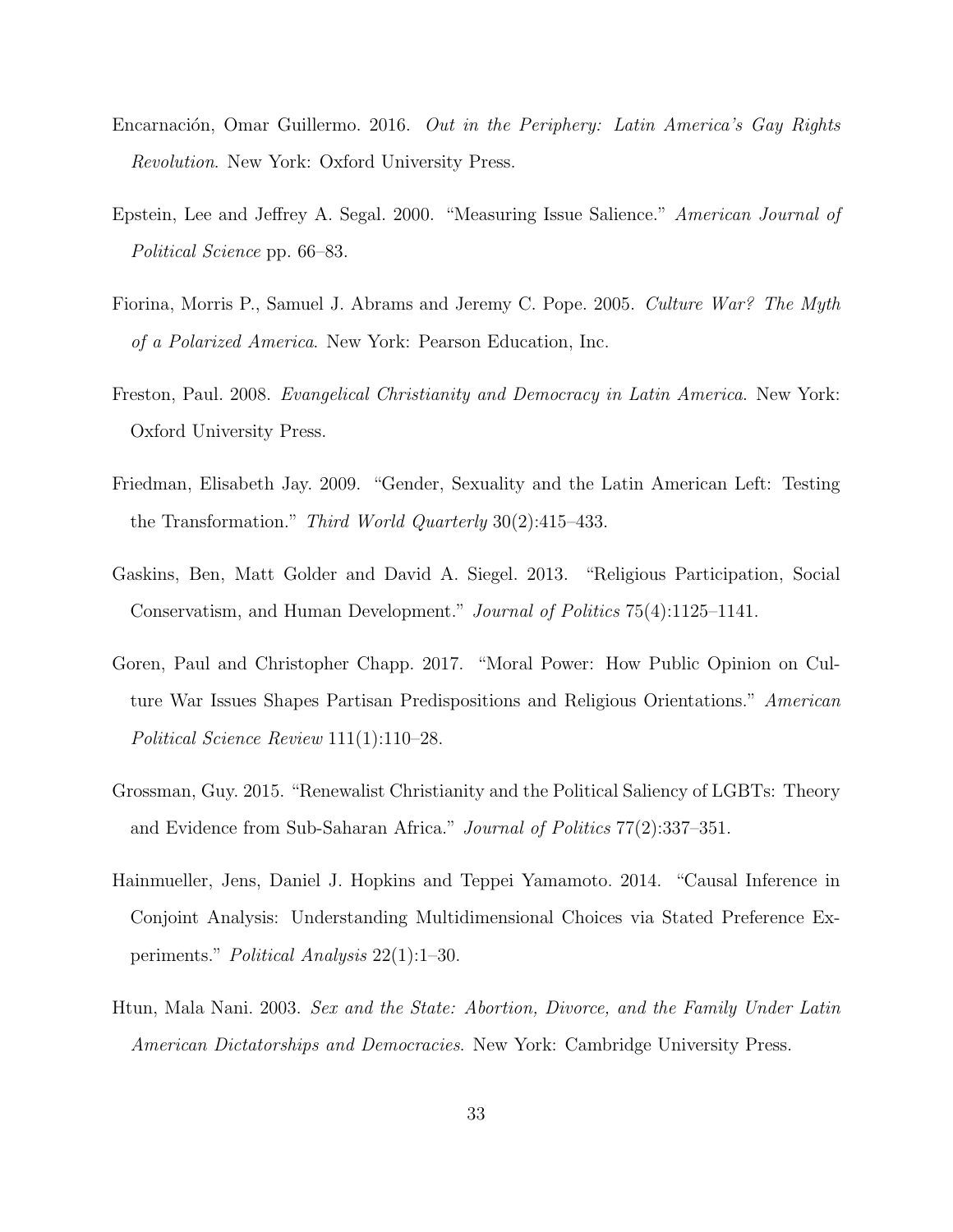Encarnación, Omar Guillermo. 2016. *Out in the Periphery: Latin America's Gay Rights Revolution*. New York: Oxford University Press.

Epstein, Lee and Jeffrey A. Segal. 2000. "Measuring Issue Salience." *American Journal of Political Science* pp. 66–83.

Fiorina, Morris P., Samuel J. Abrams and Jeremy C. Pope. 2005. *Culture War? The Myth of a Polarized America*. New York: Pearson Education, Inc.

Freston, Paul. 2008. *Evangelical Christianity and Democracy in Latin America*. New York: Oxford University Press.

Friedman, Elisabeth Jay. 2009. "Gender, Sexuality and the Latin American Left: Testing the Transformation." *Third World Quarterly* 30(2):415–433.

Gaskins, Ben, Matt Golder and David A. Siegel. 2013. "Religious Participation, Social Conservatism, and Human Development." *Journal of Politics* 75(4):1125–1141.

Goren, Paul and Christopher Chapp. 2017. "Moral Power: How Public Opinion on Culture War Issues Shapes Partisan Predispositions and Religious Orientations." *American Political Science Review* 111(1):110–28.

Grossman, Guy. 2015. "Renewalist Christianity and the Political Saliency of LGBTs: Theory and Evidence from Sub-Saharan Africa." *Journal of Politics* 77(2):337–351.

Hainmueller, Jens, Daniel J. Hopkins and Teppei Yamamoto. 2014. "Causal Inference in Conjoint Analysis: Understanding Multidimensional Choices via Stated Preference Experiments." *Political Analysis* 22(1):1–30.

Htun, Mala Nani. 2003. *Sex and the State: Abortion, Divorce, and the Family Under Latin American Dictatorships and Democracies*. New York: Cambridge University Press.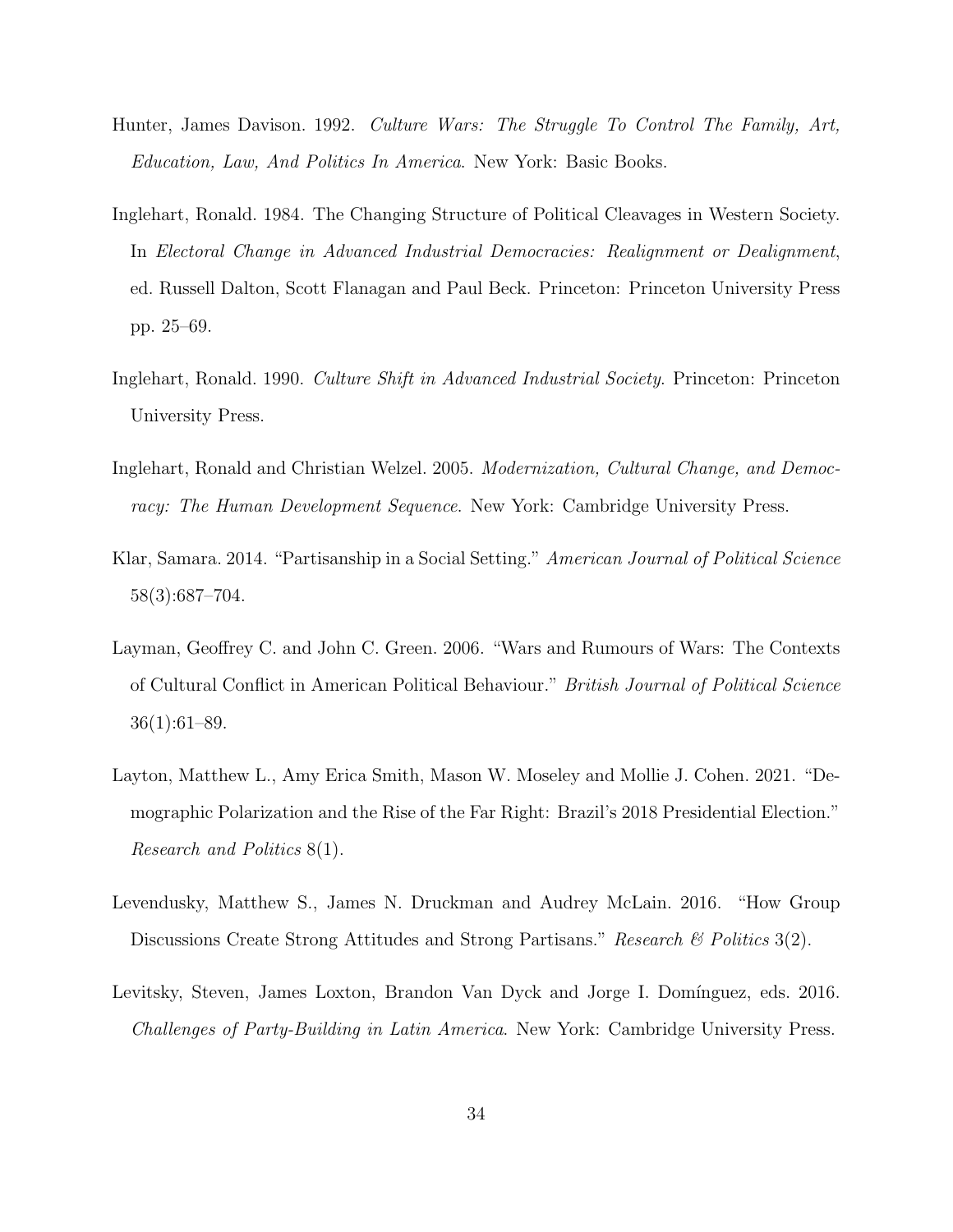Hunter, James Davison. 1992. *Culture Wars: The Struggle To Control The Family, Art, Education, Law, And Politics In America*. New York: Basic Books.

Inglehart, Ronald. 1984. The Changing Structure of Political Cleavages in Western Society. In *Electoral Change in Advanced Industrial Democracies: Realignment or Dealignment*, ed. Russell Dalton, Scott Flanagan and Paul Beck. Princeton: Princeton University Press pp. 25–69.

Inglehart, Ronald. 1990. *Culture Shift in Advanced Industrial Society*. Princeton: Princeton University Press.

Inglehart, Ronald and Christian Welzel. 2005. *Modernization, Cultural Change, and Democracy: The Human Development Sequence*. New York: Cambridge University Press.

Klar, Samara. 2014. "Partisanship in a Social Setting." *American Journal of Political Science* 58(3):687–704.

Layman, Geoffrey C. and John C. Green. 2006. "Wars and Rumours of Wars: The Contexts of Cultural Conflict in American Political Behaviour." *British Journal of Political Science* 36(1):61–89.

Layton, Matthew L., Amy Erica Smith, Mason W. Moseley and Mollie J. Cohen. 2021. "Demographic Polarization and the Rise of the Far Right: Brazil's 2018 Presidential Election." *Research and Politics* 8(1).

Levendusky, Matthew S., James N. Druckman and Audrey McLain. 2016. "How Group Discussions Create Strong Attitudes and Strong Partisans." *Research & Politics* 3(2).

Levitsky, Steven, James Loxton, Brandon Van Dyck and Jorge I. Domínguez, eds. 2016. *Challenges of Party-Building in Latin America*. New York: Cambridge University Press.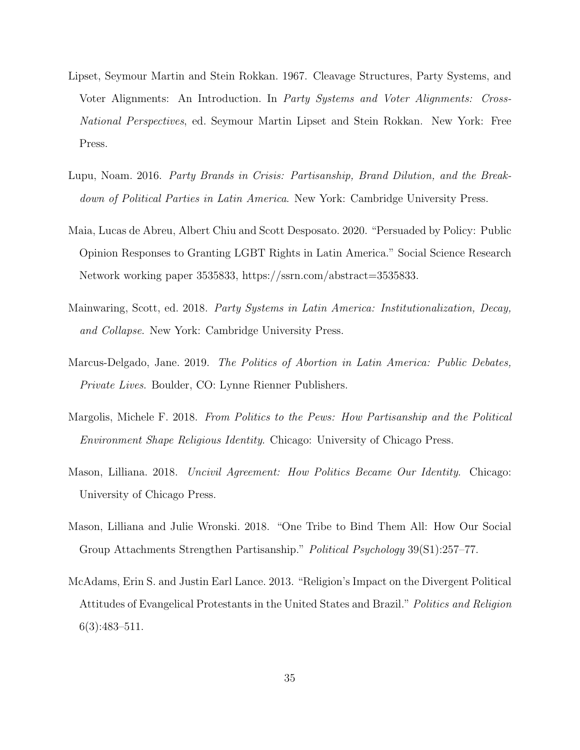Lipset, Seymour Martin and Stein Rokkan. 1967. Cleavage Structures, Party Systems, and Voter Alignments: An Introduction. In *Party Systems and Voter Alignments: Cross-National Perspectives*, ed. Seymour Martin Lipset and Stein Rokkan. New York: Free Press.

Lupu, Noam. 2016. *Party Brands in Crisis: Partisanship, Brand Dilution, and the Breakdown of Political Parties in Latin America*. New York: Cambridge University Press.

Maia, Lucas de Abreu, Albert Chiu and Scott Desposato. 2020. "Persuaded by Policy: Public Opinion Responses to Granting LGBT Rights in Latin America." Social Science Research Network working paper 3535833, https://ssrn.com/abstract=3535833.

Mainwaring, Scott, ed. 2018. *Party Systems in Latin America: Institutionalization, Decay, and Collapse*. New York: Cambridge University Press.

Marcus-Delgado, Jane. 2019. *The Politics of Abortion in Latin America: Public Debates, Private Lives*. Boulder, CO: Lynne Rienner Publishers.

Margolis, Michele F. 2018. *From Politics to the Pews: How Partisanship and the Political Environment Shape Religious Identity*. Chicago: University of Chicago Press.

Mason, Lilliana. 2018. *Uncivil Agreement: How Politics Became Our Identity*. Chicago: University of Chicago Press.

Mason, Lilliana and Julie Wronski. 2018. "One Tribe to Bind Them All: How Our Social Group Attachments Strengthen Partisanship." *Political Psychology* 39(S1):257–77.

McAdams, Erin S. and Justin Earl Lance. 2013. "Religion's Impact on the Divergent Political Attitudes of Evangelical Protestants in the United States and Brazil." *Politics and Religion* 6(3):483–511.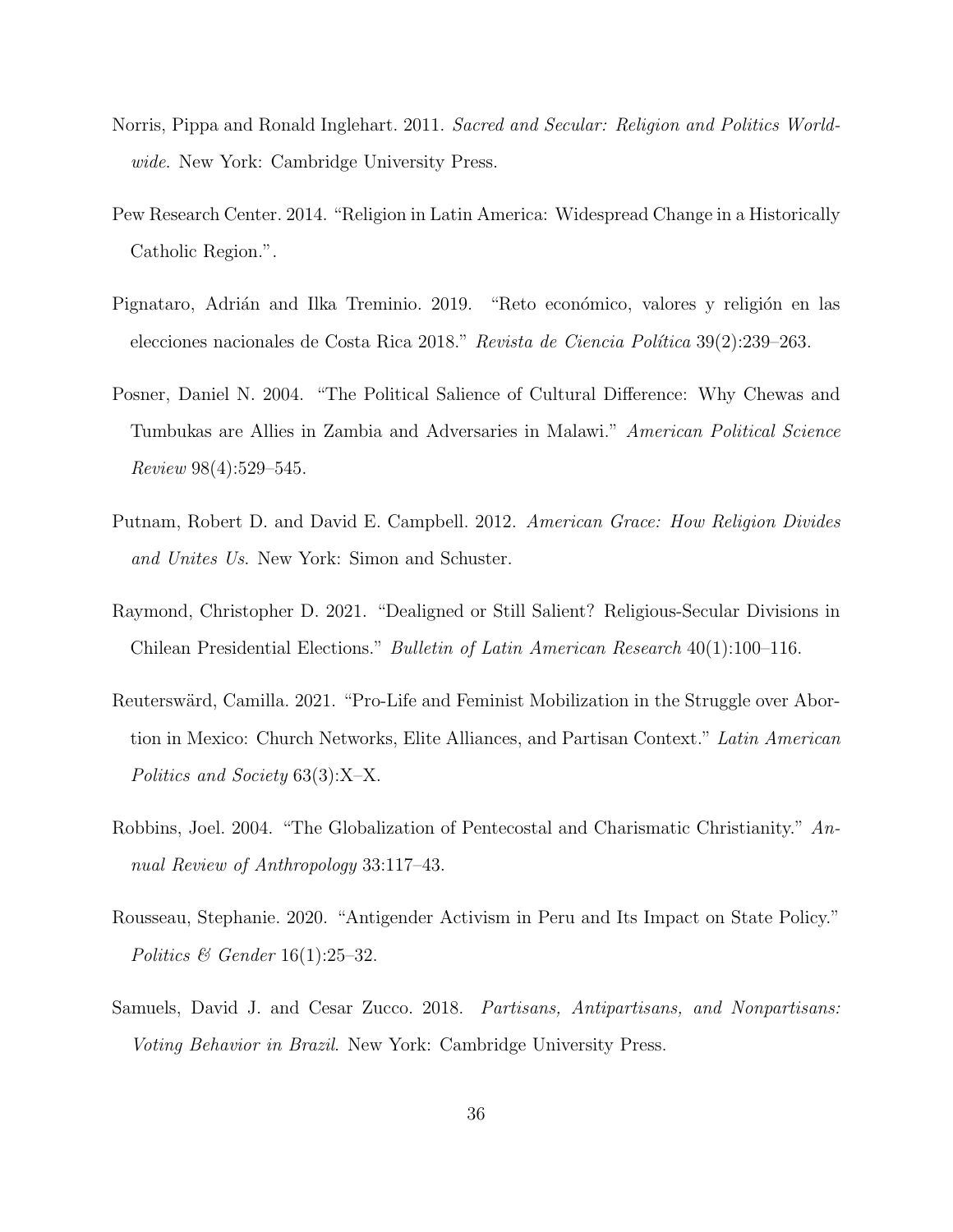Norris, Pippa and Ronald Inglehart. 2011. *Sacred and Secular: Religion and Politics Worldwide*. New York: Cambridge University Press.

Pew Research Center. 2014. "Religion in Latin America: Widespread Change in a Historically Catholic Region.".

Pignataro, Adrián and Ilka Treminio. 2019. "Reto económico, valores y religión en las elecciones nacionales de Costa Rica 2018." *Revista de Ciencia Política* 39(2):239–263.

Posner, Daniel N. 2004. "The Political Salience of Cultural Difference: Why Chewas and Tumbukas are Allies in Zambia and Adversaries in Malawi." *American Political Science Review* 98(4):529–545.

Putnam, Robert D. and David E. Campbell. 2012. *American Grace: How Religion Divides and Unites Us*. New York: Simon and Schuster.

Raymond, Christopher D. 2021. "Dealigned or Still Salient? Religious-Secular Divisions in Chilean Presidential Elections." *Bulletin of Latin American Research* 40(1):100–116.

Reuterswärd, Camilla. 2021. "Pro-Life and Feminist Mobilization in the Struggle over Abortion in Mexico: Church Networks, Elite Alliances, and Partisan Context." *Latin American Politics and Society* 63(3):X–X.

Robbins, Joel. 2004. "The Globalization of Pentecostal and Charismatic Christianity." *Annual Review of Anthropology* 33:117–43.

Rousseau, Stephanie. 2020. "Antigender Activism in Peru and Its Impact on State Policy." *Politics & Gender* 16(1):25–32.

Samuels, David J. and Cesar Zucco. 2018. *Partisans, Antipartisans, and Nonpartisans: Voting Behavior in Brazil*. New York: Cambridge University Press.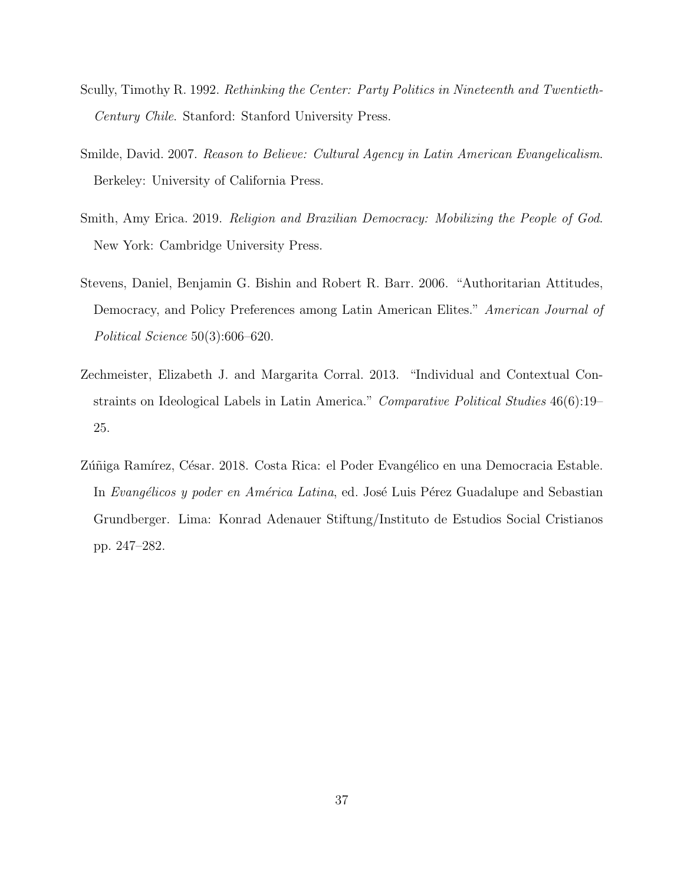Scully, Timothy R. 1992. *Rethinking the Center: Party Politics in Nineteenth and Twentieth-Century Chile*. Stanford: Stanford University Press.

Smilde, David. 2007. *Reason to Believe: Cultural Agency in Latin American Evangelicalism*. Berkeley: University of California Press.

Smith, Amy Erica. 2019. *Religion and Brazilian Democracy: Mobilizing the People of God*. New York: Cambridge University Press.

Stevens, Daniel, Benjamin G. Bishin and Robert R. Barr. 2006. "Authoritarian Attitudes, Democracy, and Policy Preferences among Latin American Elites." *American Journal of Political Science* 50(3):606–620.

Zechmeister, Elizabeth J. and Margarita Corral. 2013. "Individual and Contextual Constraints on Ideological Labels in Latin America." *Comparative Political Studies* 46(6):19–25.

Zúñiga Ramírez, César. 2018. Costa Rica: el Poder Evangélico en una Democracia Estable. In *Evangélicos y poder en América Latina*, ed. José Luis Pérez Guadalupe and Sebastian Grundberger. Lima: Konrad Adenauer Stiftung/Instituto de Estudios Social Cristianos pp. 247–282.